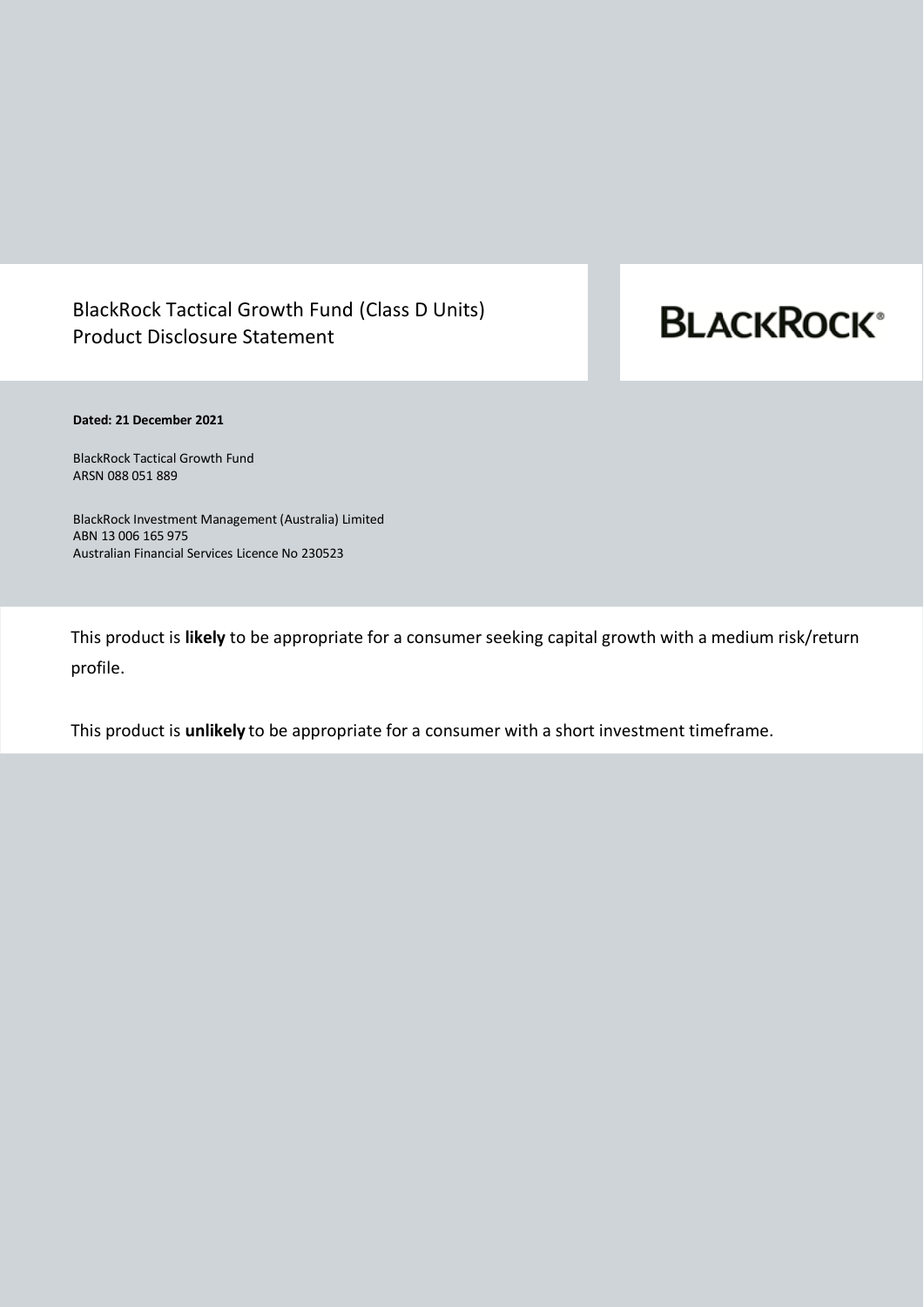# BlackRock Tactical Growth Fund (Class D Units) Product Disclosure Statement

BLACKROCK®

**Dated: 21 December 2021**

BlackRock Tactical Growth Fund
ARSN 088 051 889

BlackRock Investment Management (Australia) Limited
ABN 13 006 165 975
Australian Financial Services Licence No 230523

This product is **likely** to be appropriate for a consumer seeking capital growth with a medium risk/return profile.

This product is **unlikely** to be appropriate for a consumer with a short investment timeframe.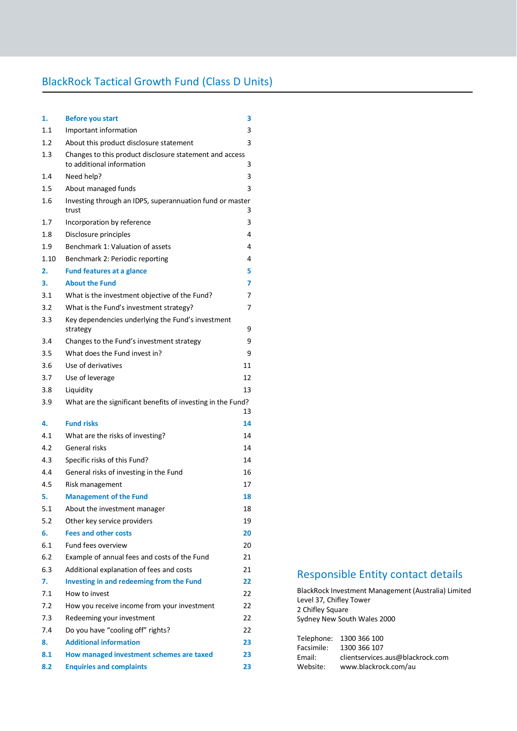# BlackRock Tactical Growth Fund (Class D Units)

| | | |
|---|---|---|
| **1.** | **Before you start** | **3** |
| 1.1 | Important information | 3 |
| 1.2 | About this product disclosure statement | 3 |
| 1.3 | Changes to this product disclosure statement and access to additional information | 3 |
| 1.4 | Need help? | 3 |
| 1.5 | About managed funds | 3 |
| 1.6 | Investing through an IDPS, superannuation fund or master trust | 3 |
| 1.7 | Incorporation by reference | 3 |
| 1.8 | Disclosure principles | 4 |
| 1.9 | Benchmark 1: Valuation of assets | 4 |
| 1.10 | Benchmark 2: Periodic reporting | 4 |
| **2.** | **Fund features at a glance** | **5** |
| **3.** | **About the Fund** | **7** |
| 3.1 | What is the investment objective of the Fund? | 7 |
| 3.2 | What is the Fund's investment strategy? | 7 |
| 3.3 | Key dependencies underlying the Fund's investment strategy | 9 |
| 3.4 | Changes to the Fund's investment strategy | 9 |
| 3.5 | What does the Fund invest in? | 9 |
| 3.6 | Use of derivatives | 11 |
| 3.7 | Use of leverage | 12 |
| 3.8 | Liquidity | 13 |
| 3.9 | What are the significant benefits of investing in the Fund? | 13 |
| **4.** | **Fund risks** | **14** |
| 4.1 | What are the risks of investing? | 14 |
| 4.2 | General risks | 14 |
| 4.3 | Specific risks of this Fund? | 14 |
| 4.4 | General risks of investing in the Fund | 16 |
| 4.5 | Risk management | 17 |
| **5.** | **Management of the Fund** | **18** |
| 5.1 | About the investment manager | 18 |
| 5.2 | Other key service providers | 19 |
| **6.** | **Fees and other costs** | **20** |
| 6.1 | Fund fees overview | 20 |
| 6.2 | Example of annual fees and costs of the Fund | 21 |
| 6.3 | Additional explanation of fees and costs | 21 |
| **7.** | **Investing in and redeeming from the Fund** | **22** |
| 7.1 | How to invest | 22 |
| 7.2 | How you receive income from your investment | 22 |
| 7.3 | Redeeming your investment | 22 |
| 7.4 | Do you have "cooling off" rights? | 22 |
| **8.** | **Additional information** | **23** |
| **8.1** | **How managed investment schemes are taxed** | **23** |
| **8.2** | **Enquiries and complaints** | **23** |

## Responsible Entity contact details

BlackRock Investment Management (Australia) Limited
Level 37, Chifley Tower
2 Chifley Square
Sydney New South Wales 2000

Telephone: 1300 366 100
Facsimile: 1300 366 107
Email: clientservices.aus@blackrock.com
Website: www.blackrock.com/au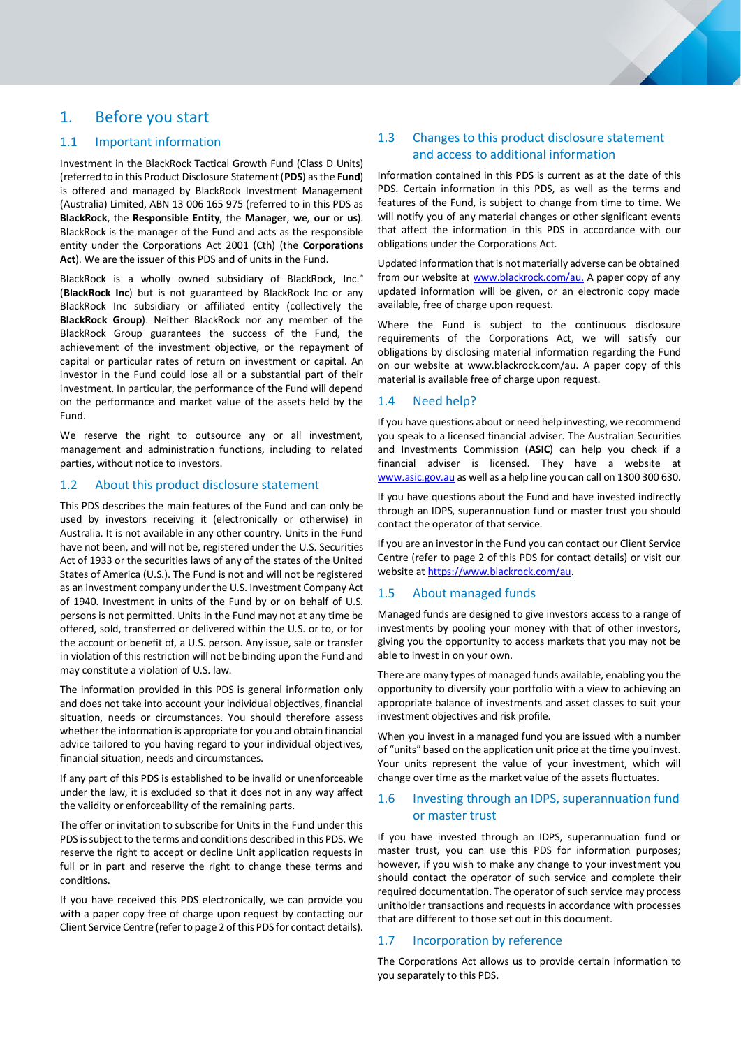# 1. Before you start

## 1.1 Important information

Investment in the BlackRock Tactical Growth Fund (Class D Units) (referred to in this Product Disclosure Statement (**PDS**) as the **Fund**) is offered and managed by BlackRock Investment Management (Australia) Limited, ABN 13 006 165 975 (referred to in this PDS as **BlackRock**, the **Responsible Entity**, the **Manager**, **we**, **our** or **us**). BlackRock is the manager of the Fund and acts as the responsible entity under the Corporations Act 2001 (Cth) (the **Corporations Act**). We are the issuer of this PDS and of units in the Fund.

BlackRock is a wholly owned subsidiary of BlackRock, Inc.® (**BlackRock Inc**) but is not guaranteed by BlackRock Inc or any BlackRock Inc subsidiary or affiliated entity (collectively the **BlackRock Group**). Neither BlackRock nor any member of the BlackRock Group guarantees the success of the Fund, the achievement of the investment objective, or the repayment of capital or particular rates of return on investment or capital. An investor in the Fund could lose all or a substantial part of their investment. In particular, the performance of the Fund will depend on the performance and market value of the assets held by the Fund.

We reserve the right to outsource any or all investment, management and administration functions, including to related parties, without notice to investors.

## 1.2 About this product disclosure statement

This PDS describes the main features of the Fund and can only be used by investors receiving it (electronically or otherwise) in Australia. It is not available in any other country. Units in the Fund have not been, and will not be, registered under the U.S. Securities Act of 1933 or the securities laws of any of the states of the United States of America (U.S.). The Fund is not and will not be registered as an investment company under the U.S. Investment Company Act of 1940. Investment in units of the Fund by or on behalf of U.S. persons is not permitted. Units in the Fund may not at any time be offered, sold, transferred or delivered within the U.S. or to, or for the account or benefit of, a U.S. person. Any issue, sale or transfer in violation of this restriction will not be binding upon the Fund and may constitute a violation of U.S. law.

The information provided in this PDS is general information only and does not take into account your individual objectives, financial situation, needs or circumstances. You should therefore assess whether the information is appropriate for you and obtain financial advice tailored to you having regard to your individual objectives, financial situation, needs and circumstances.

If any part of this PDS is established to be invalid or unenforceable under the law, it is excluded so that it does not in any way affect the validity or enforceability of the remaining parts.

The offer or invitation to subscribe for Units in the Fund under this PDS is subject to the terms and conditions described in this PDS. We reserve the right to accept or decline Unit application requests in full or in part and reserve the right to change these terms and conditions.

If you have received this PDS electronically, we can provide you with a paper copy free of charge upon request by contacting our Client Service Centre (refer to page 2 of this PDS for contact details).

## 1.3 Changes to this product disclosure statement and access to additional information

Information contained in this PDS is current as at the date of this PDS. Certain information in this PDS, as well as the terms and features of the Fund, is subject to change from time to time. We will notify you of any material changes or other significant events that affect the information in this PDS in accordance with our obligations under the Corporations Act.

Updated information that is not materially adverse can be obtained from our website at www.blackrock.com/au. A paper copy of any updated information will be given, or an electronic copy made available, free of charge upon request.

Where the Fund is subject to the continuous disclosure requirements of the Corporations Act, we will satisfy our obligations by disclosing material information regarding the Fund on our website at www.blackrock.com/au. A paper copy of this material is available free of charge upon request.

## 1.4 Need help?

If you have questions about or need help investing, we recommend you speak to a licensed financial adviser. The Australian Securities and Investments Commission (**ASIC**) can help you check if a financial adviser is licensed. They have a website at www.asic.gov.au as well as a help line you can call on 1300 300 630.

If you have questions about the Fund and have invested indirectly through an IDPS, superannuation fund or master trust you should contact the operator of that service.

If you are an investor in the Fund you can contact our Client Service Centre (refer to page 2 of this PDS for contact details) or visit our website at https://www.blackrock.com/au.

## 1.5 About managed funds

Managed funds are designed to give investors access to a range of investments by pooling your money with that of other investors, giving you the opportunity to access markets that you may not be able to invest in on your own.

There are many types of managed funds available, enabling you the opportunity to diversify your portfolio with a view to achieving an appropriate balance of investments and asset classes to suit your investment objectives and risk profile.

When you invest in a managed fund you are issued with a number of "units" based on the application unit price at the time you invest. Your units represent the value of your investment, which will change over time as the market value of the assets fluctuates.

## 1.6 Investing through an IDPS, superannuation fund or master trust

If you have invested through an IDPS, superannuation fund or master trust, you can use this PDS for information purposes; however, if you wish to make any change to your investment you should contact the operator of such service and complete their required documentation. The operator of such service may process unitholder transactions and requests in accordance with processes that are different to those set out in this document.

## 1.7 Incorporation by reference

The Corporations Act allows us to provide certain information to you separately to this PDS.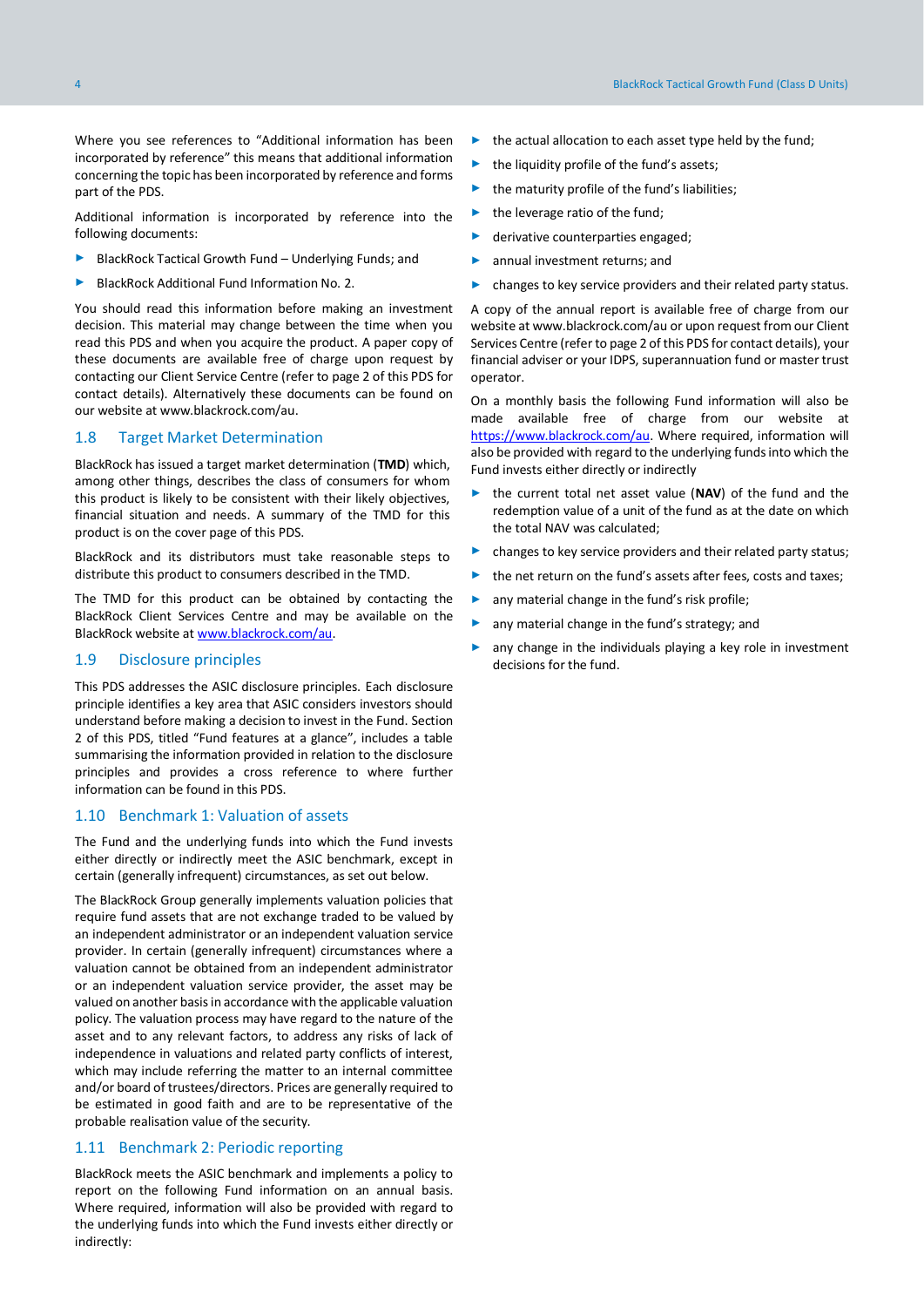Where you see references to "Additional information has been incorporated by reference" this means that additional information concerning the topic has been incorporated by reference and forms part of the PDS.

Additional information is incorporated by reference into the following documents:

- BlackRock Tactical Growth Fund – Underlying Funds; and
- BlackRock Additional Fund Information No. 2.

You should read this information before making an investment decision. This material may change between the time when you read this PDS and when you acquire the product. A paper copy of these documents are available free of charge upon request by contacting our Client Service Centre (refer to page 2 of this PDS for contact details). Alternatively these documents can be found on our website at www.blackrock.com/au.

## 1.8 Target Market Determination

BlackRock has issued a target market determination (**TMD**) which, among other things, describes the class of consumers for whom this product is likely to be consistent with their likely objectives, financial situation and needs. A summary of the TMD for this product is on the cover page of this PDS.

BlackRock and its distributors must take reasonable steps to distribute this product to consumers described in the TMD.

The TMD for this product can be obtained by contacting the BlackRock Client Services Centre and may be available on the BlackRock website at www.blackrock.com/au.

## 1.9 Disclosure principles

This PDS addresses the ASIC disclosure principles. Each disclosure principle identifies a key area that ASIC considers investors should understand before making a decision to invest in the Fund. Section 2 of this PDS, titled "Fund features at a glance", includes a table summarising the information provided in relation to the disclosure principles and provides a cross reference to where further information can be found in this PDS.

## 1.10 Benchmark 1: Valuation of assets

The Fund and the underlying funds into which the Fund invests either directly or indirectly meet the ASIC benchmark, except in certain (generally infrequent) circumstances, as set out below.

The BlackRock Group generally implements valuation policies that require fund assets that are not exchange traded to be valued by an independent administrator or an independent valuation service provider. In certain (generally infrequent) circumstances where a valuation cannot be obtained from an independent administrator or an independent valuation service provider, the asset may be valued on another basis in accordance with the applicable valuation policy. The valuation process may have regard to the nature of the asset and to any relevant factors, to address any risks of lack of independence in valuations and related party conflicts of interest, which may include referring the matter to an internal committee and/or board of trustees/directors. Prices are generally required to be estimated in good faith and are to be representative of the probable realisation value of the security.

## 1.11 Benchmark 2: Periodic reporting

BlackRock meets the ASIC benchmark and implements a policy to report on the following Fund information on an annual basis. Where required, information will also be provided with regard to the underlying funds into which the Fund invests either directly or indirectly:

- the actual allocation to each asset type held by the fund;
- the liquidity profile of the fund's assets;
- the maturity profile of the fund's liabilities;
- the leverage ratio of the fund;
- derivative counterparties engaged;
- annual investment returns; and
- changes to key service providers and their related party status.

A copy of the annual report is available free of charge from our website at www.blackrock.com/au or upon request from our Client Services Centre (refer to page 2 of this PDS for contact details), your financial adviser or your IDPS, superannuation fund or master trust operator.

On a monthly basis the following Fund information will also be made available free of charge from our website at https://www.blackrock.com/au. Where required, information will also be provided with regard to the underlying funds into which the Fund invests either directly or indirectly

- the current total net asset value (**NAV**) of the fund and the redemption value of a unit of the fund as at the date on which the total NAV was calculated;
- changes to key service providers and their related party status;
- the net return on the fund's assets after fees, costs and taxes;
- any material change in the fund's risk profile;
- any material change in the fund's strategy; and
- any change in the individuals playing a key role in investment decisions for the fund.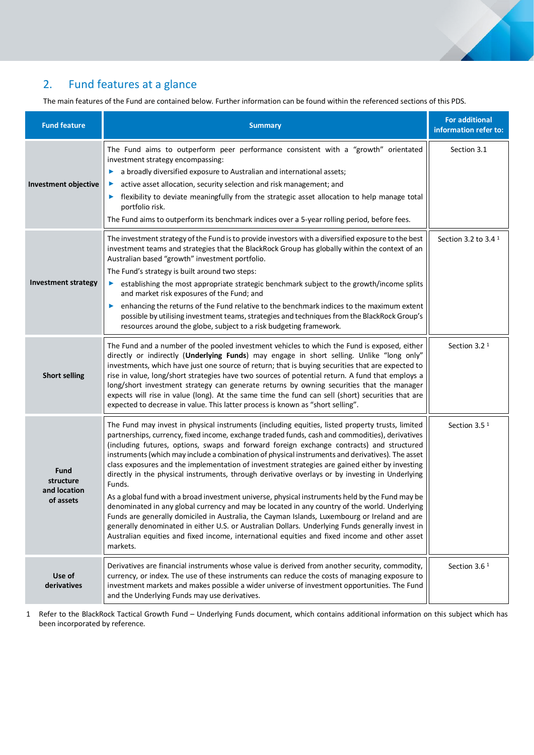## 2. Fund features at a glance

The main features of the Fund are contained below. Further information can be found within the referenced sections of this PDS.

| Fund feature | Summary | For additional information refer to: |
|---|---|---|
| **Investment objective** | The Fund aims to outperform peer performance consistent with a "growth" orientated investment strategy encompassing:<br>▶ a broadly diversified exposure to Australian and international assets;<br>▶ active asset allocation, security selection and risk management; and<br>▶ flexibility to deviate meaningfully from the strategic asset allocation to help manage total portfolio risk.<br>The Fund aims to outperform its benchmark indices over a 5-year rolling period, before fees. | Section 3.1 |
| **Investment strategy** | The investment strategy of the Fund is to provide investors with a diversified exposure to the best investment teams and strategies that the BlackRock Group has globally within the context of an Australian based "growth" investment portfolio.<br>The Fund's strategy is built around two steps:<br>▶ establishing the most appropriate strategic benchmark subject to the growth/income splits and market risk exposures of the Fund; and<br>▶ enhancing the returns of the Fund relative to the benchmark indices to the maximum extent possible by utilising investment teams, strategies and techniques from the BlackRock Group's resources around the globe, subject to a risk budgeting framework. | Section 3.2 to 3.4 [1] |
| **Short selling** | The Fund and a number of the pooled investment vehicles to which the Fund is exposed, either directly or indirectly (**Underlying Funds**) may engage in short selling. Unlike "long only" investments, which have just one source of return; that is buying securities that are expected to rise in value, long/short strategies have two sources of potential return. A fund that employs a long/short investment strategy can generate returns by owning securities that the manager expects will rise in value (long). At the same time the fund can sell (short) securities that are expected to decrease in value. This latter process is known as "short selling". | Section 3.2 [1] |
| **Fund structure and location of assets** | The Fund may invest in physical instruments (including equities, listed property trusts, limited partnerships, currency, fixed income, exchange traded funds, cash and commodities), derivatives (including futures, options, swaps and forward foreign exchange contracts) and structured instruments (which may include a combination of physical instruments and derivatives). The asset class exposures and the implementation of investment strategies are gained either by investing directly in the physical instruments, through derivative overlays or by investing in Underlying Funds.<br>As a global fund with a broad investment universe, physical instruments held by the Fund may be denominated in any global currency and may be located in any country of the world. Underlying Funds are generally domiciled in Australia, the Cayman Islands, Luxembourg or Ireland and are generally denominated in either U.S. or Australian Dollars. Underlying Funds generally invest in Australian equities and fixed income, international equities and fixed income and other asset markets. | Section 3.5 [1] |
| **Use of derivatives** | Derivatives are financial instruments whose value is derived from another security, commodity, currency, or index. The use of these instruments can reduce the costs of managing exposure to investment markets and makes possible a wider universe of investment opportunities. The Fund and the Underlying Funds may use derivatives. | Section 3.6 [1] |

1 Refer to the BlackRock Tactical Growth Fund – Underlying Funds document, which contains additional information on this subject which has been incorporated by reference.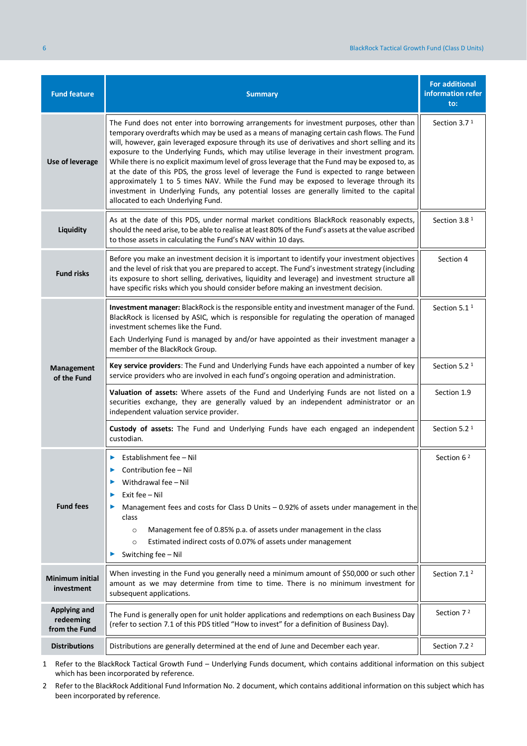| Fund feature | Summary | For additional information refer to: |
|---|---|---|
| **Use of leverage** | The Fund does not enter into borrowing arrangements for investment purposes, other than temporary overdrafts which may be used as a means of managing certain cash flows. The Fund will, however, gain leveraged exposure through its use of derivatives and short selling and its exposure to the Underlying Funds, which may utilise leverage in their investment program. While there is no explicit maximum level of gross leverage that the Fund may be exposed to, as at the date of this PDS, the gross level of leverage the Fund is expected to range between approximately 1 to 5 times NAV. While the Fund may be exposed to leverage through its investment in Underlying Funds, any potential losses are generally limited to the capital allocated to each Underlying Fund. | Section 3.7 [1] |
| **Liquidity** | As at the date of this PDS, under normal market conditions BlackRock reasonably expects, should the need arise, to be able to realise at least 80% of the Fund's assets at the value ascribed to those assets in calculating the Fund's NAV within 10 days. | Section 3.8 [1] |
| **Fund risks** | Before you make an investment decision it is important to identify your investment objectives and the level of risk that you are prepared to accept. The Fund's investment strategy (including its exposure to short selling, derivatives, liquidity and leverage) and investment structure all have specific risks which you should consider before making an investment decision. | Section 4 |
| **Management of the Fund** | **Investment manager:** BlackRock is the responsible entity and investment manager of the Fund. BlackRock is licensed by ASIC, which is responsible for regulating the operation of managed investment schemes like the Fund.<br><br>Each Underlying Fund is managed by and/or have appointed as their investment manager a member of the BlackRock Group. | Section 5.1 [1] |
| | **Key service providers**: The Fund and Underlying Funds have each appointed a number of key service providers who are involved in each fund's ongoing operation and administration. | Section 5.2 [1] |
| | **Valuation of assets:** Where assets of the Fund and Underlying Funds are not listed on a securities exchange, they are generally valued by an independent administrator or an independent valuation service provider. | Section 1.9 |
| | **Custody of assets:** The Fund and Underlying Funds have each engaged an independent custodian. | Section 5.2 [1] |
| **Fund fees** | ► Establishment fee – Nil<br>► Contribution fee – Nil<br>► Withdrawal fee – Nil<br>► Exit fee – Nil<br>► Management fees and costs for Class D Units – 0.92% of assets under management in the class<br>&nbsp;&nbsp;&nbsp;&nbsp;○ Management fee of 0.85% p.a. of assets under management in the class<br>&nbsp;&nbsp;&nbsp;&nbsp;○ Estimated indirect costs of 0.07% of assets under management<br>► Switching fee – Nil | Section 6 [2] |
| **Minimum initial investment** | When investing in the Fund you generally need a minimum amount of $50,000 or such other amount as we may determine from time to time. There is no minimum investment for subsequent applications. | Section 7.1 [2] |
| **Applying and redeeming from the Fund** | The Fund is generally open for unit holder applications and redemptions on each Business Day (refer to section 7.1 of this PDS titled "How to invest" for a definition of Business Day). | Section 7 [2] |
| **Distributions** | Distributions are generally determined at the end of June and December each year. | Section 7.2 [2] |

1 Refer to the BlackRock Tactical Growth Fund – Underlying Funds document, which contains additional information on this subject which has been incorporated by reference.

2 Refer to the BlackRock Additional Fund Information No. 2 document, which contains additional information on this subject which has been incorporated by reference.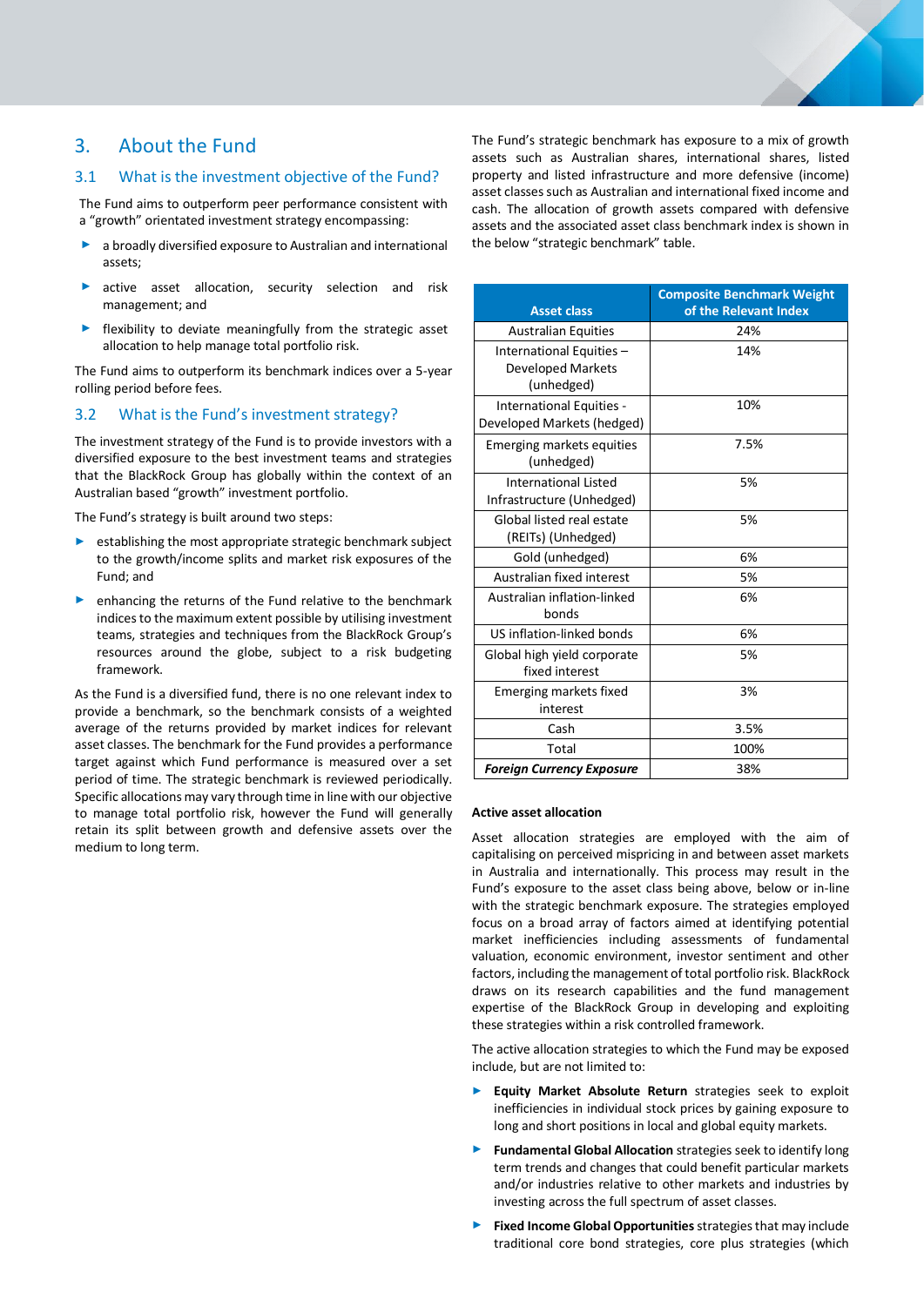## 3. About the Fund

### 3.1 What is the investment objective of the Fund?

The Fund aims to outperform peer performance consistent with a "growth" orientated investment strategy encompassing:

- a broadly diversified exposure to Australian and international assets;
- active asset allocation, security selection and risk management; and
- flexibility to deviate meaningfully from the strategic asset allocation to help manage total portfolio risk.

The Fund aims to outperform its benchmark indices over a 5-year rolling period before fees.

### 3.2 What is the Fund's investment strategy?

The investment strategy of the Fund is to provide investors with a diversified exposure to the best investment teams and strategies that the BlackRock Group has globally within the context of an Australian based "growth" investment portfolio.

The Fund's strategy is built around two steps:

- establishing the most appropriate strategic benchmark subject to the growth/income splits and market risk exposures of the Fund; and
- enhancing the returns of the Fund relative to the benchmark indices to the maximum extent possible by utilising investment teams, strategies and techniques from the BlackRock Group's resources around the globe, subject to a risk budgeting framework.

As the Fund is a diversified fund, there is no one relevant index to provide a benchmark, so the benchmark consists of a weighted average of the returns provided by market indices for relevant asset classes. The benchmark for the Fund provides a performance target against which Fund performance is measured over a set period of time. The strategic benchmark is reviewed periodically. Specific allocations may vary through time in line with our objective to manage total portfolio risk, however the Fund will generally retain its split between growth and defensive assets over the medium to long term.

The Fund's strategic benchmark has exposure to a mix of growth assets such as Australian shares, international shares, listed property and listed infrastructure and more defensive (income) asset classes such as Australian and international fixed income and cash. The allocation of growth assets compared with defensive assets and the associated asset class benchmark index is shown in the below "strategic benchmark" table.

| Asset class | Composite Benchmark Weight of the Relevant Index |
|---|---|
| Australian Equities | 24% |
| International Equities – Developed Markets (unhedged) | 14% |
| International Equities - Developed Markets (hedged) | 10% |
| Emerging markets equities (unhedged) | 7.5% |
| International Listed Infrastructure (Unhedged) | 5% |
| Global listed real estate (REITs) (Unhedged) | 5% |
| Gold (unhedged) | 6% |
| Australian fixed interest | 5% |
| Australian inflation-linked bonds | 6% |
| US inflation-linked bonds | 6% |
| Global high yield corporate fixed interest | 5% |
| Emerging markets fixed interest | 3% |
| Cash | 3.5% |
| Total | 100% |
| ***Foreign Currency Exposure*** | 38% |

**Active asset allocation**

Asset allocation strategies are employed with the aim of capitalising on perceived mispricing in and between asset markets in Australia and internationally. This process may result in the Fund's exposure to the asset class being above, below or in-line with the strategic benchmark exposure. The strategies employed focus on a broad array of factors aimed at identifying potential market inefficiencies including assessments of fundamental valuation, economic environment, investor sentiment and other factors, including the management of total portfolio risk. BlackRock draws on its research capabilities and the fund management expertise of the BlackRock Group in developing and exploiting these strategies within a risk controlled framework.

The active allocation strategies to which the Fund may be exposed include, but are not limited to:

- **Equity Market Absolute Return** strategies seek to exploit inefficiencies in individual stock prices by gaining exposure to long and short positions in local and global equity markets.
- **Fundamental Global Allocation** strategies seek to identify long term trends and changes that could benefit particular markets and/or industries relative to other markets and industries by investing across the full spectrum of asset classes.
- **Fixed Income Global Opportunities** strategies that may include traditional core bond strategies, core plus strategies (which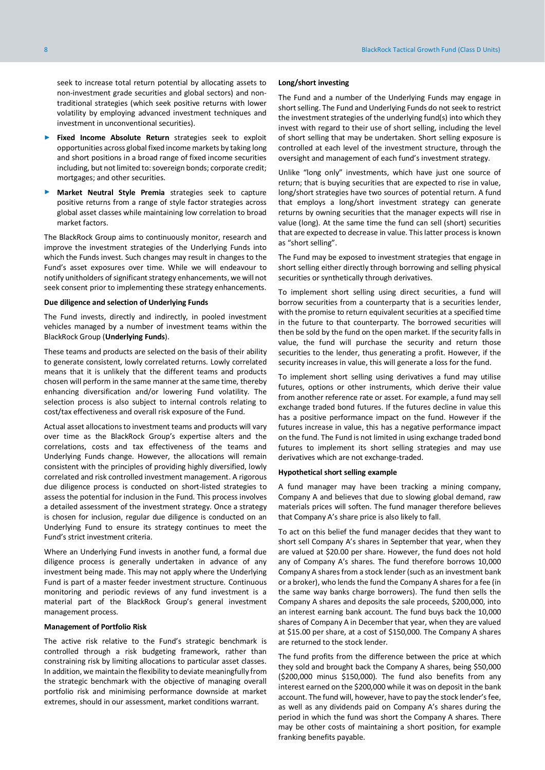seek to increase total return potential by allocating assets to non-investment grade securities and global sectors) and non-traditional strategies (which seek positive returns with lower volatility by employing advanced investment techniques and investment in unconventional securities).

- **Fixed Income Absolute Return** strategies seek to exploit opportunities across global fixed income markets by taking long and short positions in a broad range of fixed income securities including, but not limited to: sovereign bonds; corporate credit; mortgages; and other securities.
- **Market Neutral Style Premia** strategies seek to capture positive returns from a range of style factor strategies across global asset classes while maintaining low correlation to broad market factors.

The BlackRock Group aims to continuously monitor, research and improve the investment strategies of the Underlying Funds into which the Funds invest. Such changes may result in changes to the Fund's asset exposures over time. While we will endeavour to notify unitholders of significant strategy enhancements, we will not seek consent prior to implementing these strategy enhancements.

**Due diligence and selection of Underlying Funds**

The Fund invests, directly and indirectly, in pooled investment vehicles managed by a number of investment teams within the BlackRock Group (**Underlying Funds**).

These teams and products are selected on the basis of their ability to generate consistent, lowly correlated returns. Lowly correlated means that it is unlikely that the different teams and products chosen will perform in the same manner at the same time, thereby enhancing diversification and/or lowering Fund volatility. The selection process is also subject to internal controls relating to cost/tax effectiveness and overall risk exposure of the Fund.

Actual asset allocations to investment teams and products will vary over time as the BlackRock Group's expertise alters and the correlations, costs and tax effectiveness of the teams and Underlying Funds change. However, the allocations will remain consistent with the principles of providing highly diversified, lowly correlated and risk controlled investment management. A rigorous due diligence process is conducted on short-listed strategies to assess the potential for inclusion in the Fund. This process involves a detailed assessment of the investment strategy. Once a strategy is chosen for inclusion, regular due diligence is conducted on an Underlying Fund to ensure its strategy continues to meet the Fund's strict investment criteria.

Where an Underlying Fund invests in another fund, a formal due diligence process is generally undertaken in advance of any investment being made. This may not apply where the Underlying Fund is part of a master feeder investment structure. Continuous monitoring and periodic reviews of any fund investment is a material part of the BlackRock Group's general investment management process.

**Management of Portfolio Risk**

The active risk relative to the Fund's strategic benchmark is controlled through a risk budgeting framework, rather than constraining risk by limiting allocations to particular asset classes. In addition, we maintain the flexibility to deviate meaningfully from the strategic benchmark with the objective of managing overall portfolio risk and minimising performance downside at market extremes, should in our assessment, market conditions warrant.

**Long/short investing**

The Fund and a number of the Underlying Funds may engage in short selling. The Fund and Underlying Funds do not seek to restrict the investment strategies of the underlying fund(s) into which they invest with regard to their use of short selling, including the level of short selling that may be undertaken. Short selling exposure is controlled at each level of the investment structure, through the oversight and management of each fund's investment strategy.

Unlike "long only" investments, which have just one source of return; that is buying securities that are expected to rise in value, long/short strategies have two sources of potential return. A fund that employs a long/short investment strategy can generate returns by owning securities that the manager expects will rise in value (long). At the same time the fund can sell (short) securities that are expected to decrease in value. This latter process is known as "short selling".

The Fund may be exposed to investment strategies that engage in short selling either directly through borrowing and selling physical securities or synthetically through derivatives.

To implement short selling using direct securities, a fund will borrow securities from a counterparty that is a securities lender, with the promise to return equivalent securities at a specified time in the future to that counterparty. The borrowed securities will then be sold by the fund on the open market. If the security falls in value, the fund will purchase the security and return those securities to the lender, thus generating a profit. However, if the security increases in value, this will generate a loss for the fund.

To implement short selling using derivatives a fund may utilise futures, options or other instruments, which derive their value from another reference rate or asset. For example, a fund may sell exchange traded bond futures. If the futures decline in value this has a positive performance impact on the fund. However if the futures increase in value, this has a negative performance impact on the fund. The Fund is not limited in using exchange traded bond futures to implement its short selling strategies and may use derivatives which are not exchange-traded.

**Hypothetical short selling example**

A fund manager may have been tracking a mining company, Company A and believes that due to slowing global demand, raw materials prices will soften. The fund manager therefore believes that Company A's share price is also likely to fall.

To act on this belief the fund manager decides that they want to short sell Company A's shares in September that year, when they are valued at $20.00 per share. However, the fund does not hold any of Company A's shares. The fund therefore borrows 10,000 Company A shares from a stock lender (such as an investment bank or a broker), who lends the fund the Company A shares for a fee (in the same way banks charge borrowers). The fund then sells the Company A shares and deposits the sale proceeds, $200,000, into an interest earning bank account. The fund buys back the 10,000 shares of Company A in December that year, when they are valued at $15.00 per share, at a cost of $150,000. The Company A shares are returned to the stock lender.

The fund profits from the difference between the price at which they sold and brought back the Company A shares, being $50,000 ($200,000 minus $150,000). The fund also benefits from any interest earned on the $200,000 while it was on deposit in the bank account. The fund will, however, have to pay the stock lender's fee, as well as any dividends paid on Company A's shares during the period in which the fund was short the Company A shares. There may be other costs of maintaining a short position, for example franking benefits payable.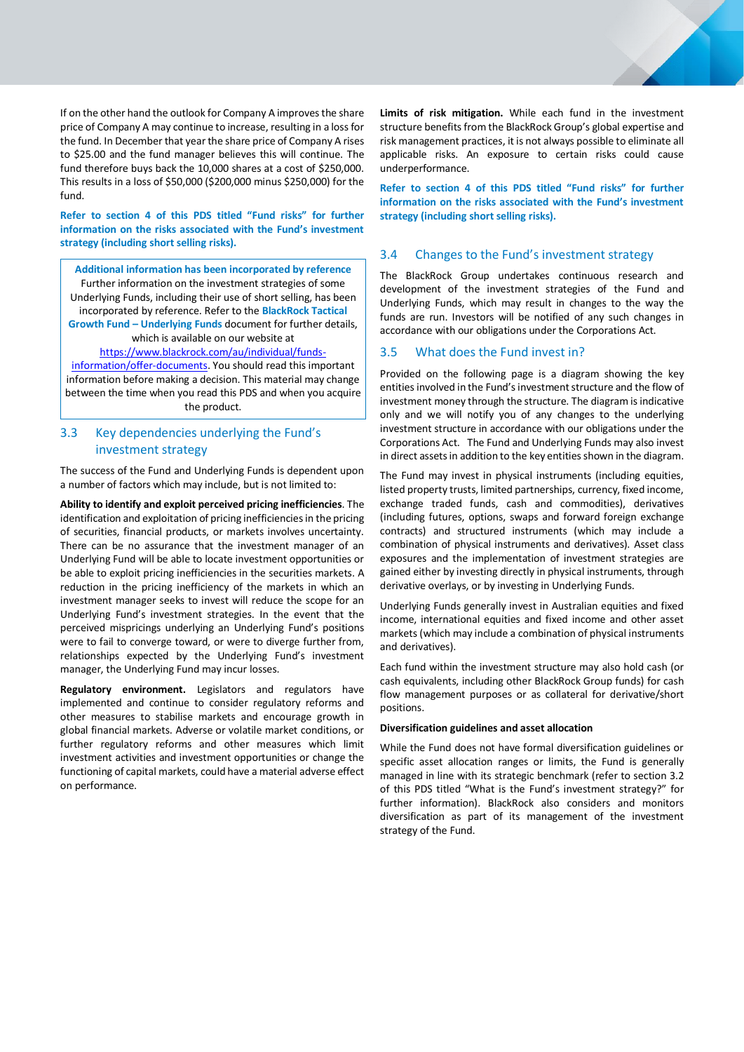If on the other hand the outlook for Company A improves the share price of Company A may continue to increase, resulting in a loss for the fund. In December that year the share price of Company A rises to $25.00 and the fund manager believes this will continue. The fund therefore buys back the 10,000 shares at a cost of $250,000. This results in a loss of $50,000 ($200,000 minus $250,000) for the fund.

**Refer to section 4 of this PDS titled "Fund risks" for further information on the risks associated with the Fund's investment strategy (including short selling risks).**

> **Additional information has been incorporated by reference**
> Further information on the investment strategies of some Underlying Funds, including their use of short selling, has been incorporated by reference. Refer to the **BlackRock Tactical Growth Fund – Underlying Funds** document for further details, which is available on our website at https://www.blackrock.com/au/individual/funds-information/offer-documents. You should read this important information before making a decision. This material may change between the time when you read this PDS and when you acquire the product.

## 3.3 Key dependencies underlying the Fund's investment strategy

The success of the Fund and Underlying Funds is dependent upon a number of factors which may include, but is not limited to:

**Ability to identify and exploit perceived pricing inefficiencies**. The identification and exploitation of pricing inefficiencies in the pricing of securities, financial products, or markets involves uncertainty. There can be no assurance that the investment manager of an Underlying Fund will be able to locate investment opportunities or be able to exploit pricing inefficiencies in the securities markets. A reduction in the pricing inefficiency of the markets in which an investment manager seeks to invest will reduce the scope for an Underlying Fund's investment strategies. In the event that the perceived mispricings underlying an Underlying Fund's positions were to fail to converge toward, or were to diverge further from, relationships expected by the Underlying Fund's investment manager, the Underlying Fund may incur losses.

**Regulatory environment.** Legislators and regulators have implemented and continue to consider regulatory reforms and other measures to stabilise markets and encourage growth in global financial markets. Adverse or volatile market conditions, or further regulatory reforms and other measures which limit investment activities and investment opportunities or change the functioning of capital markets, could have a material adverse effect on performance.

**Limits of risk mitigation.** While each fund in the investment structure benefits from the BlackRock Group's global expertise and risk management practices, it is not always possible to eliminate all applicable risks. An exposure to certain risks could cause underperformance.

**Refer to section 4 of this PDS titled "Fund risks" for further information on the risks associated with the Fund's investment strategy (including short selling risks).**

## 3.4 Changes to the Fund's investment strategy

The BlackRock Group undertakes continuous research and development of the investment strategies of the Fund and Underlying Funds, which may result in changes to the way the funds are run. Investors will be notified of any such changes in accordance with our obligations under the Corporations Act.

## 3.5 What does the Fund invest in?

Provided on the following page is a diagram showing the key entities involved in the Fund's investment structure and the flow of investment money through the structure. The diagram is indicative only and we will notify you of any changes to the underlying investment structure in accordance with our obligations under the Corporations Act. The Fund and Underlying Funds may also invest in direct assets in addition to the key entities shown in the diagram.

The Fund may invest in physical instruments (including equities, listed property trusts, limited partnerships, currency, fixed income, exchange traded funds, cash and commodities), derivatives (including futures, options, swaps and forward foreign exchange contracts) and structured instruments (which may include a combination of physical instruments and derivatives). Asset class exposures and the implementation of investment strategies are gained either by investing directly in physical instruments, through derivative overlays, or by investing in Underlying Funds.

Underlying Funds generally invest in Australian equities and fixed income, international equities and fixed income and other asset markets (which may include a combination of physical instruments and derivatives).

Each fund within the investment structure may also hold cash (or cash equivalents, including other BlackRock Group funds) for cash flow management purposes or as collateral for derivative/short positions.

**Diversification guidelines and asset allocation**

While the Fund does not have formal diversification guidelines or specific asset allocation ranges or limits, the Fund is generally managed in line with its strategic benchmark (refer to section 3.2 of this PDS titled "What is the Fund's investment strategy?" for further information). BlackRock also considers and monitors diversification as part of its management of the investment strategy of the Fund.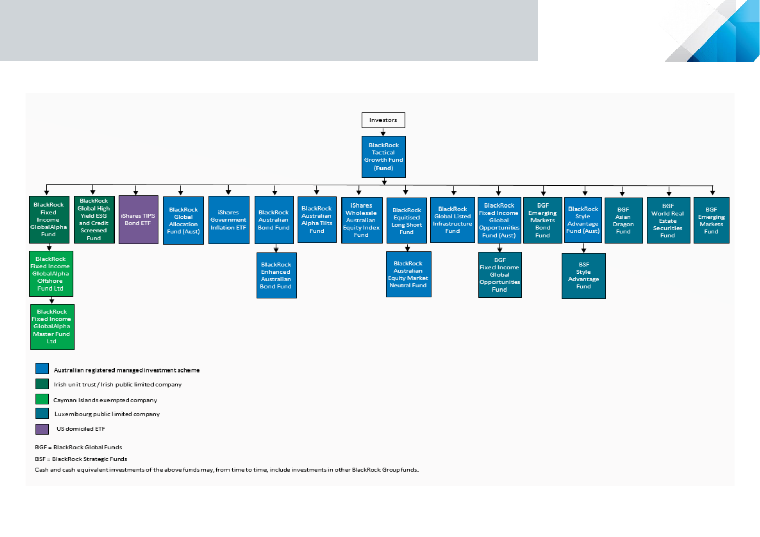Investors

↓

**BlackRock Tactical Growth Fund (Fund)**

↓

- BlackRock Fixed Income GlobalAlpha Fund
  - BlackRock Fixed Income GlobalAlpha Offshore Fund Ltd
    - BlackRock Fixed Income GlobalAlpha Master Fund Ltd
- BlackRock Global High Yield ESG and Credit Screened Fund
- iShares TIPS Bond ETF
- BlackRock Global Allocation Fund (Aust)
- iShares Government Inflation ETF
- BlackRock Australian Bond Fund
  - BlackRock Enhanced Australian Bond Fund
- BlackRock Australian Alpha Tilts Fund
- iShares Wholesale Australian Equity Index Fund
- BlackRock Equitised Long Short Fund
  - BlackRock Australian Equity Market Neutral Fund
- BlackRock Global Listed Infrastructure Fund
- BlackRock Fixed Income Global Opportunities Fund (Aust)
  - BGF Fixed Income Global Opportunities Fund
- BGF Emerging Markets Bond Fund
- BlackRock Style Advantage Fund (Aust)
  - BSF Style Advantage Fund
- BGF Asian Dragon Fund
- BGF World Real Estate Securities Fund
- BGF Emerging Markets Fund

Legend:

- Australian registered managed investment scheme
- Irish unit trust / Irish public limited company
- Cayman Islands exempted company
- Luxembourg public limited company
- US domiciled ETF

BGF = BlackRock Global Funds

BSF = BlackRock Strategic Funds

Cash and cash equivalent investments of the above funds may, from time to time, include investments in other BlackRock Group funds.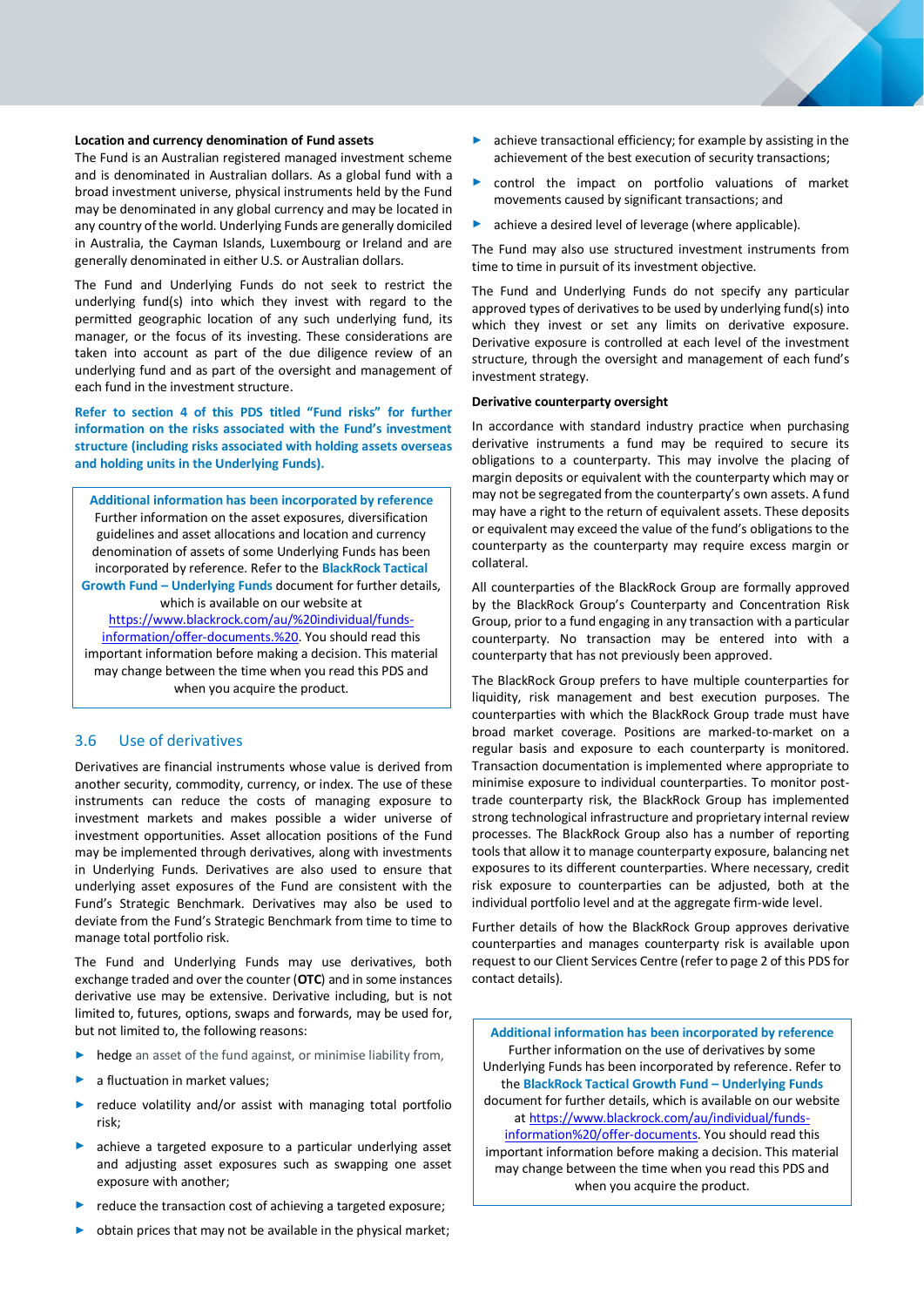**Location and currency denomination of Fund assets**

The Fund is an Australian registered managed investment scheme and is denominated in Australian dollars. As a global fund with a broad investment universe, physical instruments held by the Fund may be denominated in any global currency and may be located in any country of the world. Underlying Funds are generally domiciled in Australia, the Cayman Islands, Luxembourg or Ireland and are generally denominated in either U.S. or Australian dollars.

The Fund and Underlying Funds do not seek to restrict the underlying fund(s) into which they invest with regard to the permitted geographic location of any such underlying fund, its manager, or the focus of its investing. These considerations are taken into account as part of the due diligence review of an underlying fund and as part of the oversight and management of each fund in the investment structure.

**Refer to section 4 of this PDS titled "Fund risks" for further information on the risks associated with the Fund's investment structure (including risks associated with holding assets overseas and holding units in the Underlying Funds).**

> **Additional information has been incorporated by reference**
> Further information on the asset exposures, diversification guidelines and asset allocations and location and currency denomination of assets of some Underlying Funds has been incorporated by reference. Refer to the **BlackRock Tactical Growth Fund – Underlying Funds** document for further details, which is available on our website at https://www.blackrock.com/au/%20individual/funds-information/offer-documents.%20. You should read this important information before making a decision. This material may change between the time when you read this PDS and when you acquire the product.

## 3.6 Use of derivatives

Derivatives are financial instruments whose value is derived from another security, commodity, currency, or index. The use of these instruments can reduce the costs of managing exposure to investment markets and makes possible a wider universe of investment opportunities. Asset allocation positions of the Fund may be implemented through derivatives, along with investments in Underlying Funds. Derivatives are also used to ensure that underlying asset exposures of the Fund are consistent with the Fund's Strategic Benchmark. Derivatives may also be used to deviate from the Fund's Strategic Benchmark from time to time to manage total portfolio risk.

The Fund and Underlying Funds may use derivatives, both exchange traded and over the counter (**OTC**) and in some instances derivative use may be extensive. Derivative including, but is not limited to, futures, options, swaps and forwards, may be used for, but not limited to, the following reasons:

- hedge an asset of the fund against, or minimise liability from,
- a fluctuation in market values;
- reduce volatility and/or assist with managing total portfolio risk;
- achieve a targeted exposure to a particular underlying asset and adjusting asset exposures such as swapping one asset exposure with another;
- reduce the transaction cost of achieving a targeted exposure;
- obtain prices that may not be available in the physical market;
- achieve transactional efficiency; for example by assisting in the achievement of the best execution of security transactions;
- control the impact on portfolio valuations of market movements caused by significant transactions; and
- achieve a desired level of leverage (where applicable).

The Fund may also use structured investment instruments from time to time in pursuit of its investment objective.

The Fund and Underlying Funds do not specify any particular approved types of derivatives to be used by underlying fund(s) into which they invest or set any limits on derivative exposure. Derivative exposure is controlled at each level of the investment structure, through the oversight and management of each fund's investment strategy.

**Derivative counterparty oversight**

In accordance with standard industry practice when purchasing derivative instruments a fund may be required to secure its obligations to a counterparty. This may involve the placing of margin deposits or equivalent with the counterparty which may or may not be segregated from the counterparty's own assets. A fund may have a right to the return of equivalent assets. These deposits or equivalent may exceed the value of the fund's obligations to the counterparty as the counterparty may require excess margin or collateral.

All counterparties of the BlackRock Group are formally approved by the BlackRock Group's Counterparty and Concentration Risk Group, prior to a fund engaging in any transaction with a particular counterparty. No transaction may be entered into with a counterparty that has not previously been approved.

The BlackRock Group prefers to have multiple counterparties for liquidity, risk management and best execution purposes. The counterparties with which the BlackRock Group trade must have broad market coverage. Positions are marked-to-market on a regular basis and exposure to each counterparty is monitored. Transaction documentation is implemented where appropriate to minimise exposure to individual counterparties. To monitor post-trade counterparty risk, the BlackRock Group has implemented strong technological infrastructure and proprietary internal review processes. The BlackRock Group also has a number of reporting tools that allow it to manage counterparty exposure, balancing net exposures to its different counterparties. Where necessary, credit risk exposure to counterparties can be adjusted, both at the individual portfolio level and at the aggregate firm-wide level.

Further details of how the BlackRock Group approves derivative counterparties and manages counterparty risk is available upon request to our Client Services Centre (refer to page 2 of this PDS for contact details).

> **Additional information has been incorporated by reference**
> Further information on the use of derivatives by some Underlying Funds has been incorporated by reference. Refer to the **BlackRock Tactical Growth Fund – Underlying Funds** document for further details, which is available on our website at https://www.blackrock.com/au/individual/funds-information%20/offer-documents. You should read this important information before making a decision. This material may change between the time when you read this PDS and when you acquire the product.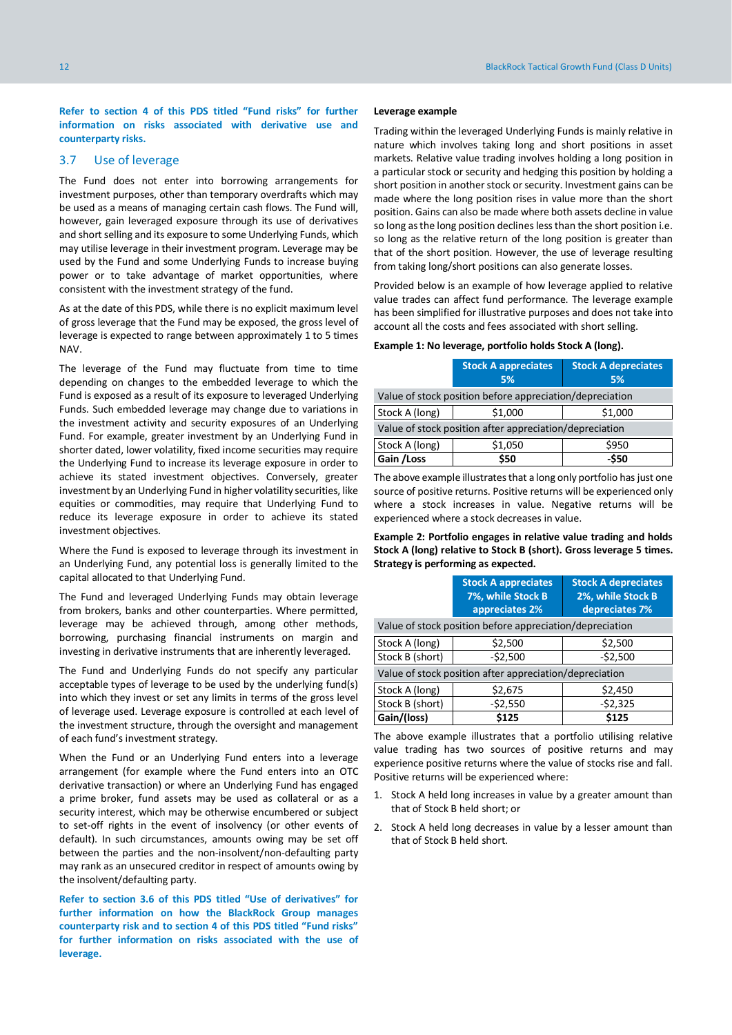**Refer to section 4 of this PDS titled "Fund risks" for further information on risks associated with derivative use and counterparty risks.**

## 3.7 Use of leverage

The Fund does not enter into borrowing arrangements for investment purposes, other than temporary overdrafts which may be used as a means of managing certain cash flows. The Fund will, however, gain leveraged exposure through its use of derivatives and short selling and its exposure to some Underlying Funds, which may utilise leverage in their investment program. Leverage may be used by the Fund and some Underlying Funds to increase buying power or to take advantage of market opportunities, where consistent with the investment strategy of the fund.

As at the date of this PDS, while there is no explicit maximum level of gross leverage that the Fund may be exposed, the gross level of leverage is expected to range between approximately 1 to 5 times NAV.

The leverage of the Fund may fluctuate from time to time depending on changes to the embedded leverage to which the Fund is exposed as a result of its exposure to leveraged Underlying Funds. Such embedded leverage may change due to variations in the investment activity and security exposures of an Underlying Fund. For example, greater investment by an Underlying Fund in shorter dated, lower volatility, fixed income securities may require the Underlying Fund to increase its leverage exposure in order to achieve its stated investment objectives. Conversely, greater investment by an Underlying Fund in higher volatility securities, like equities or commodities, may require that Underlying Fund to reduce its leverage exposure in order to achieve its stated investment objectives.

Where the Fund is exposed to leverage through its investment in an Underlying Fund, any potential loss is generally limited to the capital allocated to that Underlying Fund.

The Fund and leveraged Underlying Funds may obtain leverage from brokers, banks and other counterparties. Where permitted, leverage may be achieved through, among other methods, borrowing, purchasing financial instruments on margin and investing in derivative instruments that are inherently leveraged.

The Fund and Underlying Funds do not specify any particular acceptable types of leverage to be used by the underlying fund(s) into which they invest or set any limits in terms of the gross level of leverage used. Leverage exposure is controlled at each level of the investment structure, through the oversight and management of each fund's investment strategy.

When the Fund or an Underlying Fund enters into a leverage arrangement (for example where the Fund enters into an OTC derivative transaction) or where an Underlying Fund has engaged a prime broker, fund assets may be used as collateral or as a security interest, which may be otherwise encumbered or subject to set-off rights in the event of insolvency (or other events of default). In such circumstances, amounts owing may be set off between the parties and the non-insolvent/non-defaulting party may rank as an unsecured creditor in respect of amounts owing by the insolvent/defaulting party.

**Refer to section 3.6 of this PDS titled "Use of derivatives" for further information on how the BlackRock Group manages counterparty risk and to section 4 of this PDS titled "Fund risks" for further information on risks associated with the use of leverage.**

**Leverage example**

Trading within the leveraged Underlying Funds is mainly relative in nature which involves taking long and short positions in asset markets. Relative value trading involves holding a long position in a particular stock or security and hedging this position by holding a short position in another stock or security. Investment gains can be made where the long position rises in value more than the short position. Gains can also be made where both assets decline in value so long as the long position declines less than the short position i.e. so long as the relative return of the long position is greater than that of the short position. However, the use of leverage resulting from taking long/short positions can also generate losses.

Provided below is an example of how leverage applied to relative value trades can affect fund performance. The leverage example has been simplified for illustrative purposes and does not take into account all the costs and fees associated with short selling.

**Example 1: No leverage, portfolio holds Stock A (long).**

| | Stock A appreciates 5% | Stock A depreciates 5% |
|---|---|---|
| Value of stock position before appreciation/depreciation | | |
| Stock A (long) | $1,000 | $1,000 |
| Value of stock position after appreciation/depreciation | | |
| Stock A (long) | $1,050 | $950 |
| **Gain /Loss** | **$50** | **-$50** |

The above example illustrates that a long only portfolio has just one source of positive returns. Positive returns will be experienced only where a stock increases in value. Negative returns will be experienced where a stock decreases in value.

**Example 2: Portfolio engages in relative value trading and holds Stock A (long) relative to Stock B (short). Gross leverage 5 times. Strategy is performing as expected.**

| | Stock A appreciates 7%, while Stock B appreciates 2% | Stock A depreciates 2%, while Stock B depreciates 7% |
|---|---|---|
| Value of stock position before appreciation/depreciation | | |
| Stock A (long) | $2,500 | $2,500 |
| Stock B (short) | -$2,500 | -$2,500 |
| Value of stock position after appreciation/depreciation | | |
| Stock A (long) | $2,675 | $2,450 |
| Stock B (short) | -$2,550 | -$2,325 |
| **Gain/(loss)** | **$125** | **$125** |

The above example illustrates that a portfolio utilising relative value trading has two sources of positive returns and may experience positive returns where the value of stocks rise and fall. Positive returns will be experienced where:

1. Stock A held long increases in value by a greater amount than that of Stock B held short; or
2. Stock A held long decreases in value by a lesser amount than that of Stock B held short.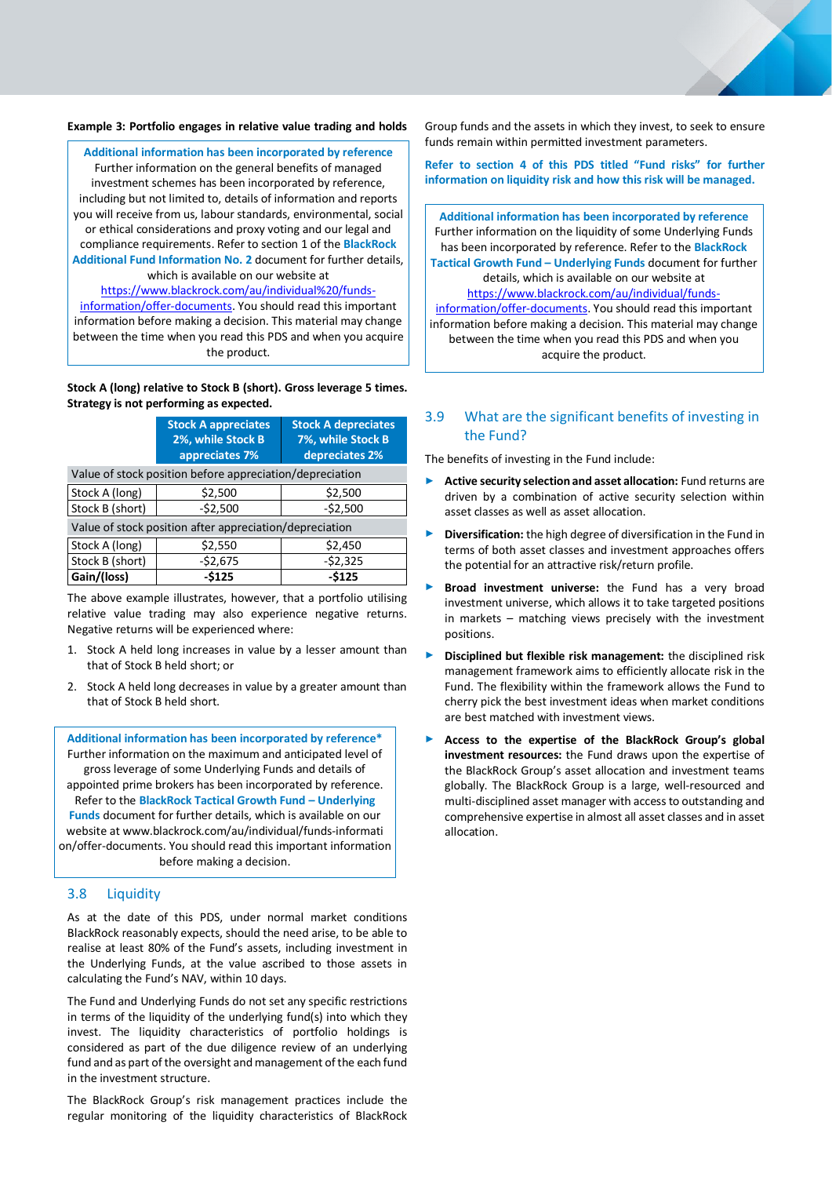**Example 3: Portfolio engages in relative value trading and holds**

> **Additional information has been incorporated by reference**
> Further information on the general benefits of managed investment schemes has been incorporated by reference, including but not limited to, details of information and reports you will receive from us, labour standards, environmental, social or ethical considerations and proxy voting and our legal and compliance requirements. Refer to section 1 of the **BlackRock Additional Fund Information No. 2** document for further details, which is available on our website at https://www.blackrock.com/au/individual%20/funds-information/offer-documents. You should read this important information before making a decision. This material may change between the time when you read this PDS and when you acquire the product.

**Stock A (long) relative to Stock B (short). Gross leverage 5 times. Strategy is not performing as expected.**

| | Stock A appreciates 2%, while Stock B appreciates 7% | Stock A depreciates 7%, while Stock B depreciates 2% |
|---|---|---|
| Value of stock position before appreciation/depreciation | | |
| Stock A (long) | $2,500 | $2,500 |
| Stock B (short) | -$2,500 | -$2,500 |
| Value of stock position after appreciation/depreciation | | |
| Stock A (long) | $2,550 | $2,450 |
| Stock B (short) | -$2,675 | -$2,325 |
| **Gain/(loss)** | **-$125** | **-$125** |

The above example illustrates, however, that a portfolio utilising relative value trading may also experience negative returns. Negative returns will be experienced where:

1. Stock A held long increases in value by a lesser amount than that of Stock B held short; or
2. Stock A held long decreases in value by a greater amount than that of Stock B held short.

> **Additional information has been incorporated by reference***
> Further information on the maximum and anticipated level of gross leverage of some Underlying Funds and details of appointed prime brokers has been incorporated by reference. Refer to the **BlackRock Tactical Growth Fund – Underlying Funds** document for further details, which is available on our website at www.blackrock.com/au/individual/funds-information/offer-documents. You should read this important information before making a decision.

## 3.8 Liquidity

As at the date of this PDS, under normal market conditions BlackRock reasonably expects, should the need arise, to be able to realise at least 80% of the Fund's assets, including investment in the Underlying Funds, at the value ascribed to those assets in calculating the Fund's NAV, within 10 days.

The Fund and Underlying Funds do not set any specific restrictions in terms of the liquidity of the underlying fund(s) into which they invest. The liquidity characteristics of portfolio holdings is considered as part of the due diligence review of an underlying fund and as part of the oversight and management of the each fund in the investment structure.

The BlackRock Group's risk management practices include the regular monitoring of the liquidity characteristics of BlackRock Group funds and the assets in which they invest, to seek to ensure funds remain within permitted investment parameters.

**Refer to section 4 of this PDS titled "Fund risks" for further information on liquidity risk and how this risk will be managed.**

> **Additional information has been incorporated by reference**
> Further information on the liquidity of some Underlying Funds has been incorporated by reference. Refer to the **BlackRock Tactical Growth Fund – Underlying Funds** document for further details, which is available on our website at https://www.blackrock.com/au/individual/funds-information/offer-documents. You should read this important information before making a decision. This material may change between the time when you read this PDS and when you acquire the product.

## 3.9 What are the significant benefits of investing in the Fund?

The benefits of investing in the Fund include:

- **Active security selection and asset allocation:** Fund returns are driven by a combination of active security selection within asset classes as well as asset allocation.
- **Diversification:** the high degree of diversification in the Fund in terms of both asset classes and investment approaches offers the potential for an attractive risk/return profile.
- **Broad investment universe:** the Fund has a very broad investment universe, which allows it to take targeted positions in markets – matching views precisely with the investment positions.
- **Disciplined but flexible risk management:** the disciplined risk management framework aims to efficiently allocate risk in the Fund. The flexibility within the framework allows the Fund to cherry pick the best investment ideas when market conditions are best matched with investment views.
- **Access to the expertise of the BlackRock Group's global investment resources:** the Fund draws upon the expertise of the BlackRock Group's asset allocation and investment teams globally. The BlackRock Group is a large, well-resourced and multi-disciplined asset manager with access to outstanding and comprehensive expertise in almost all asset classes and in asset allocation.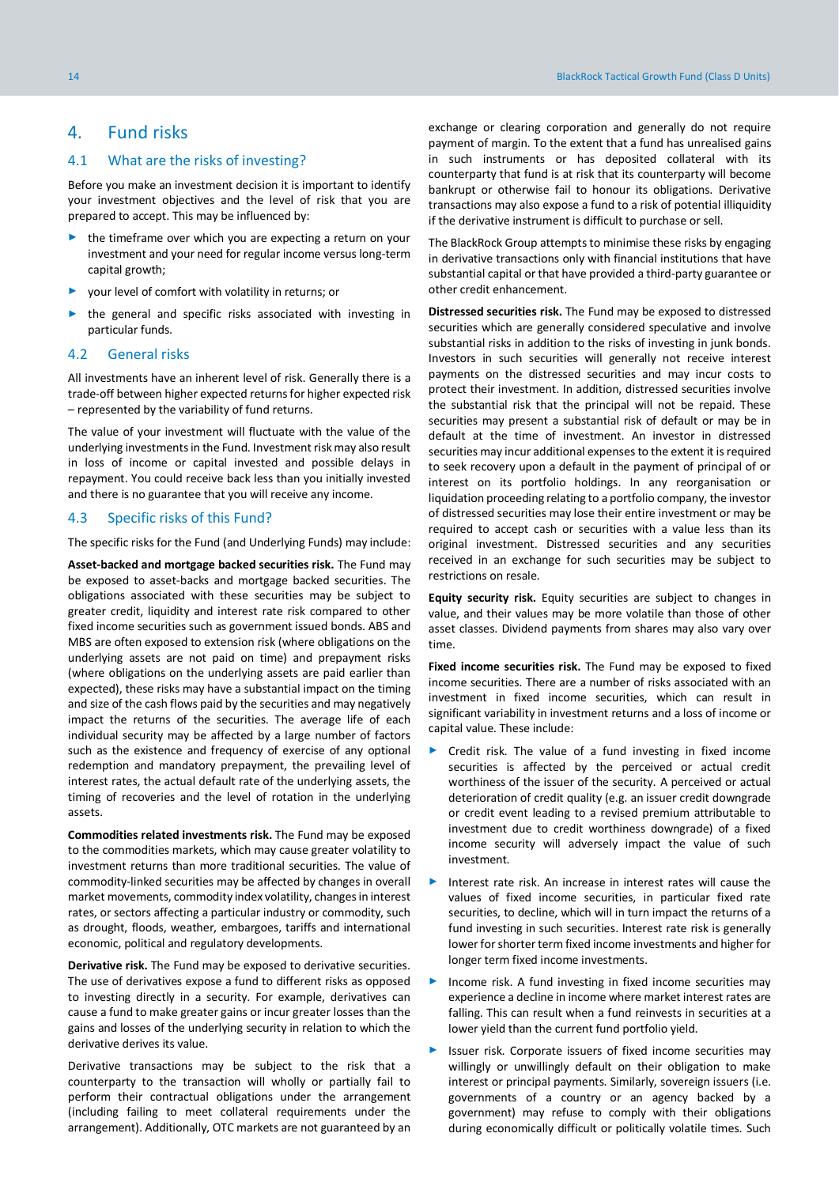# 4. Fund risks

## 4.1 What are the risks of investing?

Before you make an investment decision it is important to identify your investment objectives and the level of risk that you are prepared to accept. This may be influenced by:

- the timeframe over which you are expecting a return on your investment and your need for regular income versus long-term capital growth;
- your level of comfort with volatility in returns; or
- the general and specific risks associated with investing in particular funds.

## 4.2 General risks

All investments have an inherent level of risk. Generally there is a trade-off between higher expected returns for higher expected risk – represented by the variability of fund returns.

The value of your investment will fluctuate with the value of the underlying investments in the Fund. Investment risk may also result in loss of income or capital invested and possible delays in repayment. You could receive back less than you initially invested and there is no guarantee that you will receive any income.

## 4.3 Specific risks of this Fund?

The specific risks for the Fund (and Underlying Funds) may include:

**Asset-backed and mortgage backed securities risk.** The Fund may be exposed to asset-backs and mortgage backed securities. The obligations associated with these securities may be subject to greater credit, liquidity and interest rate risk compared to other fixed income securities such as government issued bonds. ABS and MBS are often exposed to extension risk (where obligations on the underlying assets are not paid on time) and prepayment risks (where obligations on the underlying assets are paid earlier than expected), these risks may have a substantial impact on the timing and size of the cash flows paid by the securities and may negatively impact the returns of the securities. The average life of each individual security may be affected by a large number of factors such as the existence and frequency of exercise of any optional redemption and mandatory prepayment, the prevailing level of interest rates, the actual default rate of the underlying assets, the timing of recoveries and the level of rotation in the underlying assets.

**Commodities related investments risk.** The Fund may be exposed to the commodities markets, which may cause greater volatility to investment returns than more traditional securities. The value of commodity-linked securities may be affected by changes in overall market movements, commodity index volatility, changes in interest rates, or sectors affecting a particular industry or commodity, such as drought, floods, weather, embargoes, tariffs and international economic, political and regulatory developments.

**Derivative risk.** The Fund may be exposed to derivative securities. The use of derivatives expose a fund to different risks as opposed to investing directly in a security. For example, derivatives can cause a fund to make greater gains or incur greater losses than the gains and losses of the underlying security in relation to which the derivative derives its value.

Derivative transactions may be subject to the risk that a counterparty to the transaction will wholly or partially fail to perform their contractual obligations under the arrangement (including failing to meet collateral requirements under the arrangement). Additionally, OTC markets are not guaranteed by an exchange or clearing corporation and generally do not require payment of margin. To the extent that a fund has unrealised gains in such instruments or has deposited collateral with its counterparty that fund is at risk that its counterparty will become bankrupt or otherwise fail to honour its obligations. Derivative transactions may also expose a fund to a risk of potential illiquidity if the derivative instrument is difficult to purchase or sell.

The BlackRock Group attempts to minimise these risks by engaging in derivative transactions only with financial institutions that have substantial capital or that have provided a third-party guarantee or other credit enhancement.

**Distressed securities risk.** The Fund may be exposed to distressed securities which are generally considered speculative and involve substantial risks in addition to the risks of investing in junk bonds. Investors in such securities will generally not receive interest payments on the distressed securities and may incur costs to protect their investment. In addition, distressed securities involve the substantial risk that the principal will not be repaid. These securities may present a substantial risk of default or may be in default at the time of investment. An investor in distressed securities may incur additional expenses to the extent it is required to seek recovery upon a default in the payment of principal of or interest on its portfolio holdings. In any reorganisation or liquidation proceeding relating to a portfolio company, the investor of distressed securities may lose their entire investment or may be required to accept cash or securities with a value less than its original investment. Distressed securities and any securities received in an exchange for such securities may be subject to restrictions on resale.

**Equity security risk.** Equity securities are subject to changes in value, and their values may be more volatile than those of other asset classes. Dividend payments from shares may also vary over time.

**Fixed income securities risk.** The Fund may be exposed to fixed income securities. There are a number of risks associated with an investment in fixed income securities, which can result in significant variability in investment returns and a loss of income or capital value. These include:

- Credit risk. The value of a fund investing in fixed income securities is affected by the perceived or actual credit worthiness of the issuer of the security. A perceived or actual deterioration of credit quality (e.g. an issuer credit downgrade or credit event leading to a revised premium attributable to investment due to credit worthiness downgrade) of a fixed income security will adversely impact the value of such investment.
- Interest rate risk. An increase in interest rates will cause the values of fixed income securities, in particular fixed rate securities, to decline, which will in turn impact the returns of a fund investing in such securities. Interest rate risk is generally lower for shorter term fixed income investments and higher for longer term fixed income investments.
- Income risk. A fund investing in fixed income securities may experience a decline in income where market interest rates are falling. This can result when a fund reinvests in securities at a lower yield than the current fund portfolio yield.
- Issuer risk. Corporate issuers of fixed income securities may willingly or unwillingly default on their obligation to make interest or principal payments. Similarly, sovereign issuers (i.e. governments of a country or an agency backed by a government) may refuse to comply with their obligations during economically difficult or politically volatile times. Such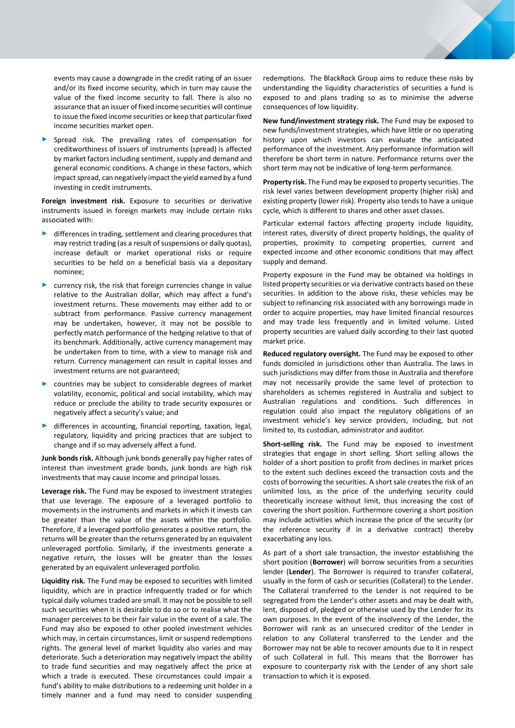events may cause a downgrade in the credit rating of an issuer and/or its fixed income security, which in turn may cause the value of the fixed income security to fall. There is also no assurance that an issuer of fixed income securities will continue to issue the fixed income securities or keep that particular fixed income securities market open.

- Spread risk. The prevailing rates of compensation for creditworthiness of issuers of instruments (spread) is affected by market factors including sentiment, supply and demand and general economic conditions. A change in these factors, which impact spread, can negatively impact the yield earned by a fund investing in credit instruments.

**Foreign investment risk.** Exposure to securities or derivative instruments issued in foreign markets may include certain risks associated with:

- differences in trading, settlement and clearing procedures that may restrict trading (as a result of suspensions or daily quotas), increase default or market operational risks or require securities to be held on a beneficial basis via a depositary nominee;
- currency risk, the risk that foreign currencies change in value relative to the Australian dollar, which may affect a fund's investment returns. These movements may either add to or subtract from performance. Passive currency management may be undertaken, however, it may not be possible to perfectly match performance of the hedging relative to that of its benchmark. Additionally, active currency management may be undertaken from to time, with a view to manage risk and return. Currency management can result in capital losses and investment returns are not guaranteed;
- countries may be subject to considerable degrees of market volatility, economic, political and social instability, which may reduce or preclude the ability to trade security exposures or negatively affect a security's value; and
- differences in accounting, financial reporting, taxation, legal, regulatory, liquidity and pricing practices that are subject to change and if so may adversely affect a fund.

**Junk bonds risk.** Although junk bonds generally pay higher rates of interest than investment grade bonds, junk bonds are high risk investments that may cause income and principal losses.

**Leverage risk.** The Fund may be exposed to investment strategies that use leverage. The exposure of a leveraged portfolio to movements in the instruments and markets in which it invests can be greater than the value of the assets within the portfolio. Therefore, if a leveraged portfolio generates a positive return, the returns will be greater than the returns generated by an equivalent unleveraged portfolio. Similarly, if the investments generate a negative return, the losses will be greater than the losses generated by an equivalent unleveraged portfolio.

**Liquidity risk.** The Fund may be exposed to securities with limited liquidity, which are in practice infrequently traded or for which typical daily volumes traded are small. It may not be possible to sell such securities when it is desirable to do so or to realise what the manager perceives to be their fair value in the event of a sale. The Fund may also be exposed to other pooled investment vehicles which may, in certain circumstances, limit or suspend redemptions rights. The general level of market liquidity also varies and may deteriorate. Such a deterioration may negatively impact the ability to trade fund securities and may negatively affect the price at which a trade is executed. These circumstances could impair a fund's ability to make distributions to a redeeming unit holder in a timely manner and a fund may need to consider suspending redemptions. The BlackRock Group aims to reduce these risks by understanding the liquidity characteristics of securities a fund is exposed to and plans trading so as to minimise the adverse consequences of low liquidity.

**New fund/investment strategy risk.** The Fund may be exposed to new funds/investment strategies, which have little or no operating history upon which investors can evaluate the anticipated performance of the investment. Any performance information will therefore be short term in nature. Performance returns over the short term may not be indicative of long-term performance.

**Property risk.** The Fund may be exposed to property securities. The risk level varies between development property (higher risk) and existing property (lower risk). Property also tends to have a unique cycle, which is different to shares and other asset classes.

Particular external factors affecting property include liquidity, interest rates, diversity of direct property holdings, the quality of properties, proximity to competing properties, current and expected income and other economic conditions that may affect supply and demand.

Property exposure in the Fund may be obtained via holdings in listed property securities or via derivative contracts based on these securities. In addition to the above risks, these vehicles may be subject to refinancing risk associated with any borrowings made in order to acquire properties, may have limited financial resources and may trade less frequently and in limited volume. Listed property securities are valued daily according to their last quoted market price.

**Reduced regulatory oversight.** The Fund may be exposed to other funds domiciled in jurisdictions other than Australia. The laws in such jurisdictions may differ from those in Australia and therefore may not necessarily provide the same level of protection to shareholders as schemes registered in Australia and subject to Australian regulations and conditions. Such differences in regulation could also impact the regulatory obligations of an investment vehicle's key service providers, including, but not limited to, its custodian, administrator and auditor.

**Short-selling risk.** The Fund may be exposed to investment strategies that engage in short selling. Short selling allows the holder of a short position to profit from declines in market prices to the extent such declines exceed the transaction costs and the costs of borrowing the securities. A short sale creates the risk of an unlimited loss, as the price of the underlying security could theoretically increase without limit, thus increasing the cost of covering the short position. Furthermore covering a short position may include activities which increase the price of the security (or the reference security if in a derivative contract) thereby exacerbating any loss.

As part of a short sale transaction, the investor establishing the short position (**Borrower**) will borrow securities from a securities lender (**Lender**). The Borrower is required to transfer collateral, usually in the form of cash or securities (Collateral) to the Lender. The Collateral transferred to the Lender is not required to be segregated from the Lender's other assets and may be dealt with, lent, disposed of, pledged or otherwise used by the Lender for its own purposes. In the event of the insolvency of the Lender, the Borrower will rank as an unsecured creditor of the Lender in relation to any Collateral transferred to the Lender and the Borrower may not be able to recover amounts due to it in respect of such Collateral in full. This means that the Borrower has exposure to counterparty risk with the Lender of any short sale transaction to which it is exposed.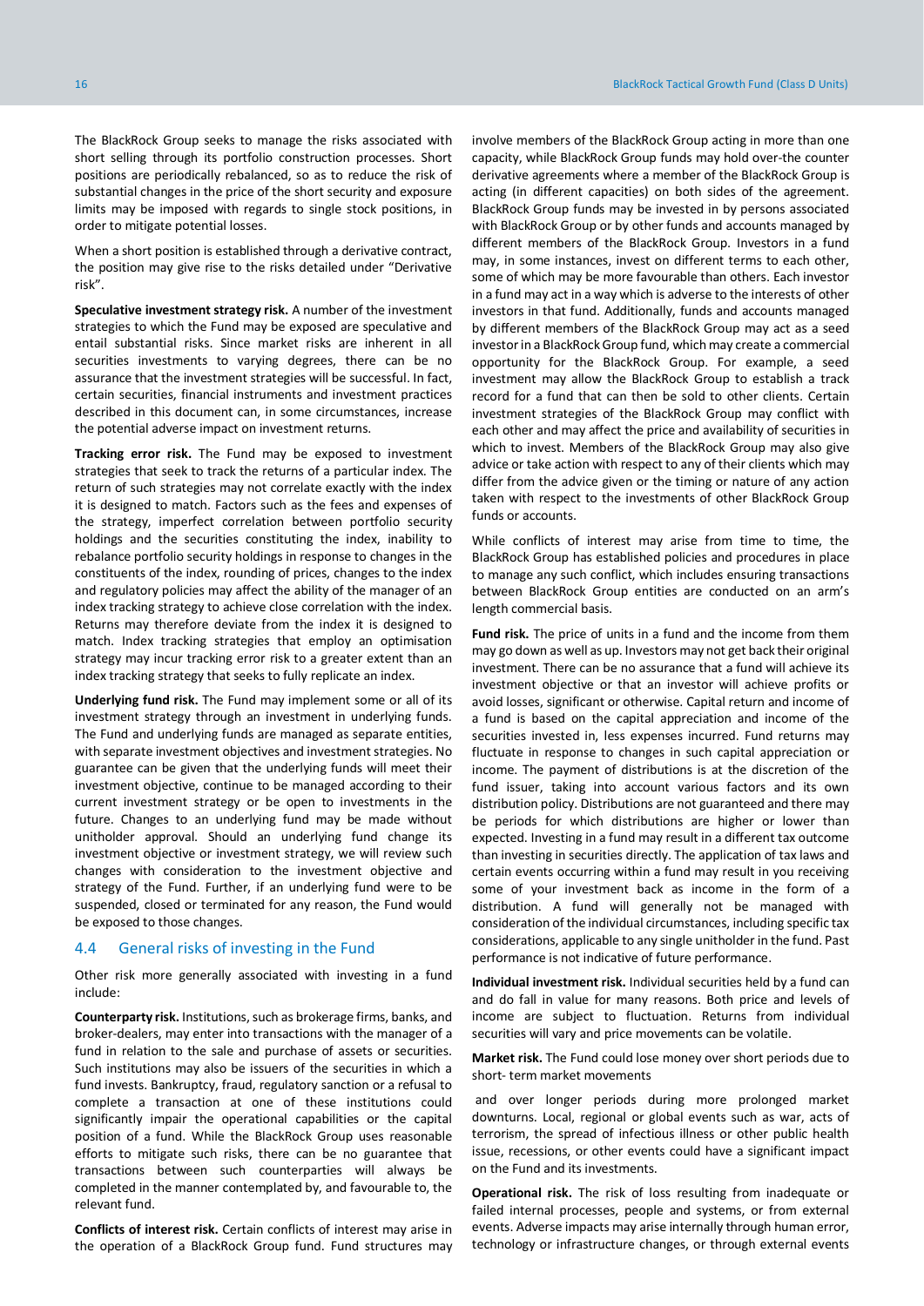The BlackRock Group seeks to manage the risks associated with short selling through its portfolio construction processes. Short positions are periodically rebalanced, so as to reduce the risk of substantial changes in the price of the short security and exposure limits may be imposed with regards to single stock positions, in order to mitigate potential losses.

When a short position is established through a derivative contract, the position may give rise to the risks detailed under "Derivative risk".

**Speculative investment strategy risk.** A number of the investment strategies to which the Fund may be exposed are speculative and entail substantial risks. Since market risks are inherent in all securities investments to varying degrees, there can be no assurance that the investment strategies will be successful. In fact, certain securities, financial instruments and investment practices described in this document can, in some circumstances, increase the potential adverse impact on investment returns.

**Tracking error risk.** The Fund may be exposed to investment strategies that seek to track the returns of a particular index. The return of such strategies may not correlate exactly with the index it is designed to match. Factors such as the fees and expenses of the strategy, imperfect correlation between portfolio security holdings and the securities constituting the index, inability to rebalance portfolio security holdings in response to changes in the constituents of the index, rounding of prices, changes to the index and regulatory policies may affect the ability of the manager of an index tracking strategy to achieve close correlation with the index. Returns may therefore deviate from the index it is designed to match. Index tracking strategies that employ an optimisation strategy may incur tracking error risk to a greater extent than an index tracking strategy that seeks to fully replicate an index.

**Underlying fund risk.** The Fund may implement some or all of its investment strategy through an investment in underlying funds. The Fund and underlying funds are managed as separate entities, with separate investment objectives and investment strategies. No guarantee can be given that the underlying funds will meet their investment objective, continue to be managed according to their current investment strategy or be open to investments in the future. Changes to an underlying fund may be made without unitholder approval. Should an underlying fund change its investment objective or investment strategy, we will review such changes with consideration to the investment objective and strategy of the Fund. Further, if an underlying fund were to be suspended, closed or terminated for any reason, the Fund would be exposed to those changes.

## 4.4 General risks of investing in the Fund

Other risk more generally associated with investing in a fund include:

**Counterparty risk.** Institutions, such as brokerage firms, banks, and broker-dealers, may enter into transactions with the manager of a fund in relation to the sale and purchase of assets or securities. Such institutions may also be issuers of the securities in which a fund invests. Bankruptcy, fraud, regulatory sanction or a refusal to complete a transaction at one of these institutions could significantly impair the operational capabilities or the capital position of a fund. While the BlackRock Group uses reasonable efforts to mitigate such risks, there can be no guarantee that transactions between such counterparties will always be completed in the manner contemplated by, and favourable to, the relevant fund.

**Conflicts of interest risk.** Certain conflicts of interest may arise in the operation of a BlackRock Group fund. Fund structures may involve members of the BlackRock Group acting in more than one capacity, while BlackRock Group funds may hold over-the counter derivative agreements where a member of the BlackRock Group is acting (in different capacities) on both sides of the agreement. BlackRock Group funds may be invested in by persons associated with BlackRock Group or by other funds and accounts managed by different members of the BlackRock Group. Investors in a fund may, in some instances, invest on different terms to each other, some of which may be more favourable than others. Each investor in a fund may act in a way which is adverse to the interests of other investors in that fund. Additionally, funds and accounts managed by different members of the BlackRock Group may act as a seed investor in a BlackRock Group fund, which may create a commercial opportunity for the BlackRock Group. For example, a seed investment may allow the BlackRock Group to establish a track record for a fund that can then be sold to other clients. Certain investment strategies of the BlackRock Group may conflict with each other and may affect the price and availability of securities in which to invest. Members of the BlackRock Group may also give advice or take action with respect to any of their clients which may differ from the advice given or the timing or nature of any action taken with respect to the investments of other BlackRock Group funds or accounts.

While conflicts of interest may arise from time to time, the BlackRock Group has established policies and procedures in place to manage any such conflict, which includes ensuring transactions between BlackRock Group entities are conducted on an arm's length commercial basis.

**Fund risk.** The price of units in a fund and the income from them may go down as well as up. Investors may not get back their original investment. There can be no assurance that a fund will achieve its investment objective or that an investor will achieve profits or avoid losses, significant or otherwise. Capital return and income of a fund is based on the capital appreciation and income of the securities invested in, less expenses incurred. Fund returns may fluctuate in response to changes in such capital appreciation or income. The payment of distributions is at the discretion of the fund issuer, taking into account various factors and its own distribution policy. Distributions are not guaranteed and there may be periods for which distributions are higher or lower than expected. Investing in a fund may result in a different tax outcome than investing in securities directly. The application of tax laws and certain events occurring within a fund may result in you receiving some of your investment back as income in the form of a distribution. A fund will generally not be managed with consideration of the individual circumstances, including specific tax considerations, applicable to any single unitholder in the fund. Past performance is not indicative of future performance.

**Individual investment risk.** Individual securities held by a fund can and do fall in value for many reasons. Both price and levels of income are subject to fluctuation. Returns from individual securities will vary and price movements can be volatile.

**Market risk.** The Fund could lose money over short periods due to short- term market movements and over longer periods during more prolonged market downturns. Local, regional or global events such as war, acts of terrorism, the spread of infectious illness or other public health issue, recessions, or other events could have a significant impact on the Fund and its investments.

**Operational risk.** The risk of loss resulting from inadequate or failed internal processes, people and systems, or from external events. Adverse impacts may arise internally through human error, technology or infrastructure changes, or through external events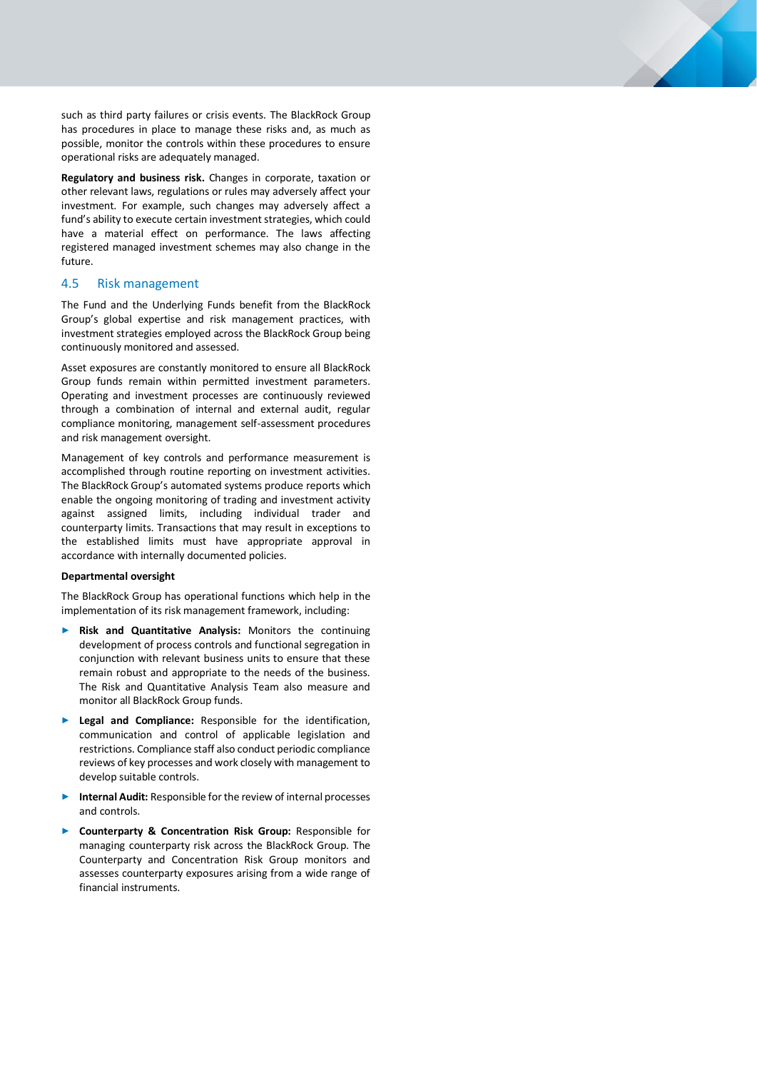such as third party failures or crisis events. The BlackRock Group has procedures in place to manage these risks and, as much as possible, monitor the controls within these procedures to ensure operational risks are adequately managed.

**Regulatory and business risk.** Changes in corporate, taxation or other relevant laws, regulations or rules may adversely affect your investment. For example, such changes may adversely affect a fund's ability to execute certain investment strategies, which could have a material effect on performance. The laws affecting registered managed investment schemes may also change in the future.

## 4.5 Risk management

The Fund and the Underlying Funds benefit from the BlackRock Group's global expertise and risk management practices, with investment strategies employed across the BlackRock Group being continuously monitored and assessed.

Asset exposures are constantly monitored to ensure all BlackRock Group funds remain within permitted investment parameters. Operating and investment processes are continuously reviewed through a combination of internal and external audit, regular compliance monitoring, management self-assessment procedures and risk management oversight.

Management of key controls and performance measurement is accomplished through routine reporting on investment activities. The BlackRock Group's automated systems produce reports which enable the ongoing monitoring of trading and investment activity against assigned limits, including individual trader and counterparty limits. Transactions that may result in exceptions to the established limits must have appropriate approval in accordance with internally documented policies.

**Departmental oversight**

The BlackRock Group has operational functions which help in the implementation of its risk management framework, including:

- **Risk and Quantitative Analysis:** Monitors the continuing development of process controls and functional segregation in conjunction with relevant business units to ensure that these remain robust and appropriate to the needs of the business. The Risk and Quantitative Analysis Team also measure and monitor all BlackRock Group funds.
- **Legal and Compliance:** Responsible for the identification, communication and control of applicable legislation and restrictions. Compliance staff also conduct periodic compliance reviews of key processes and work closely with management to develop suitable controls.
- **Internal Audit:** Responsible for the review of internal processes and controls.
- **Counterparty & Concentration Risk Group:** Responsible for managing counterparty risk across the BlackRock Group. The Counterparty and Concentration Risk Group monitors and assesses counterparty exposures arising from a wide range of financial instruments.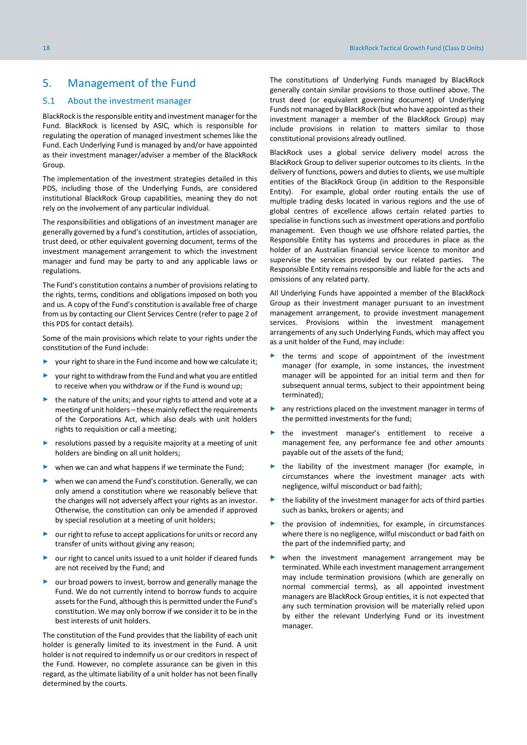# 5. Management of the Fund

## 5.1 About the investment manager

BlackRock is the responsible entity and investment manager for the Fund. BlackRock is licensed by ASIC, which is responsible for regulating the operation of managed investment schemes like the Fund. Each Underlying Fund is managed by and/or have appointed as their investment manager/adviser a member of the BlackRock Group.

The implementation of the investment strategies detailed in this PDS, including those of the Underlying Funds, are considered institutional BlackRock Group capabilities, meaning they do not rely on the involvement of any particular individual.

The responsibilities and obligations of an investment manager are generally governed by a fund's constitution, articles of association, trust deed, or other equivalent governing document, terms of the investment management arrangement to which the investment manager and fund may be party to and any applicable laws or regulations.

The Fund's constitution contains a number of provisions relating to the rights, terms, conditions and obligations imposed on both you and us. A copy of the Fund's constitution is available free of charge from us by contacting our Client Services Centre (refer to page 2 of this PDS for contact details).

Some of the main provisions which relate to your rights under the constitution of the Fund include:

- your right to share in the Fund income and how we calculate it;
- your right to withdraw from the Fund and what you are entitled to receive when you withdraw or if the Fund is wound up;
- the nature of the units; and your rights to attend and vote at a meeting of unit holders – these mainly reflect the requirements of the Corporations Act, which also deals with unit holders rights to requisition or call a meeting;
- resolutions passed by a requisite majority at a meeting of unit holders are binding on all unit holders;
- when we can and what happens if we terminate the Fund;
- when we can amend the Fund's constitution. Generally, we can only amend a constitution where we reasonably believe that the changes will not adversely affect your rights as an investor. Otherwise, the constitution can only be amended if approved by special resolution at a meeting of unit holders;
- our right to refuse to accept applications for units or record any transfer of units without giving any reason;
- our right to cancel units issued to a unit holder if cleared funds are not received by the Fund; and
- our broad powers to invest, borrow and generally manage the Fund. We do not currently intend to borrow funds to acquire assets for the Fund, although this is permitted under the Fund's constitution. We may only borrow if we consider it to be in the best interests of unit holders.

The constitution of the Fund provides that the liability of each unit holder is generally limited to its investment in the Fund. A unit holder is not required to indemnify us or our creditors in respect of the Fund. However, no complete assurance can be given in this regard, as the ultimate liability of a unit holder has not been finally determined by the courts.

The constitutions of Underlying Funds managed by BlackRock generally contain similar provisions to those outlined above. The trust deed (or equivalent governing document) of Underlying Funds not managed by BlackRock (but who have appointed as their investment manager a member of the BlackRock Group) may include provisions in relation to matters similar to those constitutional provisions already outlined.

BlackRock uses a global service delivery model across the BlackRock Group to deliver superior outcomes to its clients. In the delivery of functions, powers and duties to clients, we use multiple entities of the BlackRock Group (in addition to the Responsible Entity). For example, global order routing entails the use of multiple trading desks located in various regions and the use of global centres of excellence allows certain related parties to specialise in functions such as investment operations and portfolio management. Even though we use offshore related parties, the Responsible Entity has systems and procedures in place as the holder of an Australian financial service licence to monitor and supervise the services provided by our related parties. The Responsible Entity remains responsible and liable for the acts and omissions of any related party.

All Underlying Funds have appointed a member of the BlackRock Group as their investment manager pursuant to an investment management arrangement, to provide investment management services. Provisions within the investment management arrangements of any such Underlying Funds, which may affect you as a unit holder of the Fund, may include:

- the terms and scope of appointment of the investment manager (for example, in some instances, the investment manager will be appointed for an initial term and then for subsequent annual terms, subject to their appointment being terminated);
- any restrictions placed on the investment manager in terms of the permitted investments for the fund;
- the investment manager's entitlement to receive a management fee, any performance fee and other amounts payable out of the assets of the fund;
- the liability of the investment manager (for example, in circumstances where the investment manager acts with negligence, wilful misconduct or bad faith);
- the liability of the investment manager for acts of third parties such as banks, brokers or agents; and
- the provision of indemnities, for example, in circumstances where there is no negligence, wilful misconduct or bad faith on the part of the indemnified party; and
- when the investment management arrangement may be terminated. While each investment management arrangement may include termination provisions (which are generally on normal commercial terms), as all appointed investment managers are BlackRock Group entities, it is not expected that any such termination provision will be materially relied upon by either the relevant Underlying Fund or its investment manager.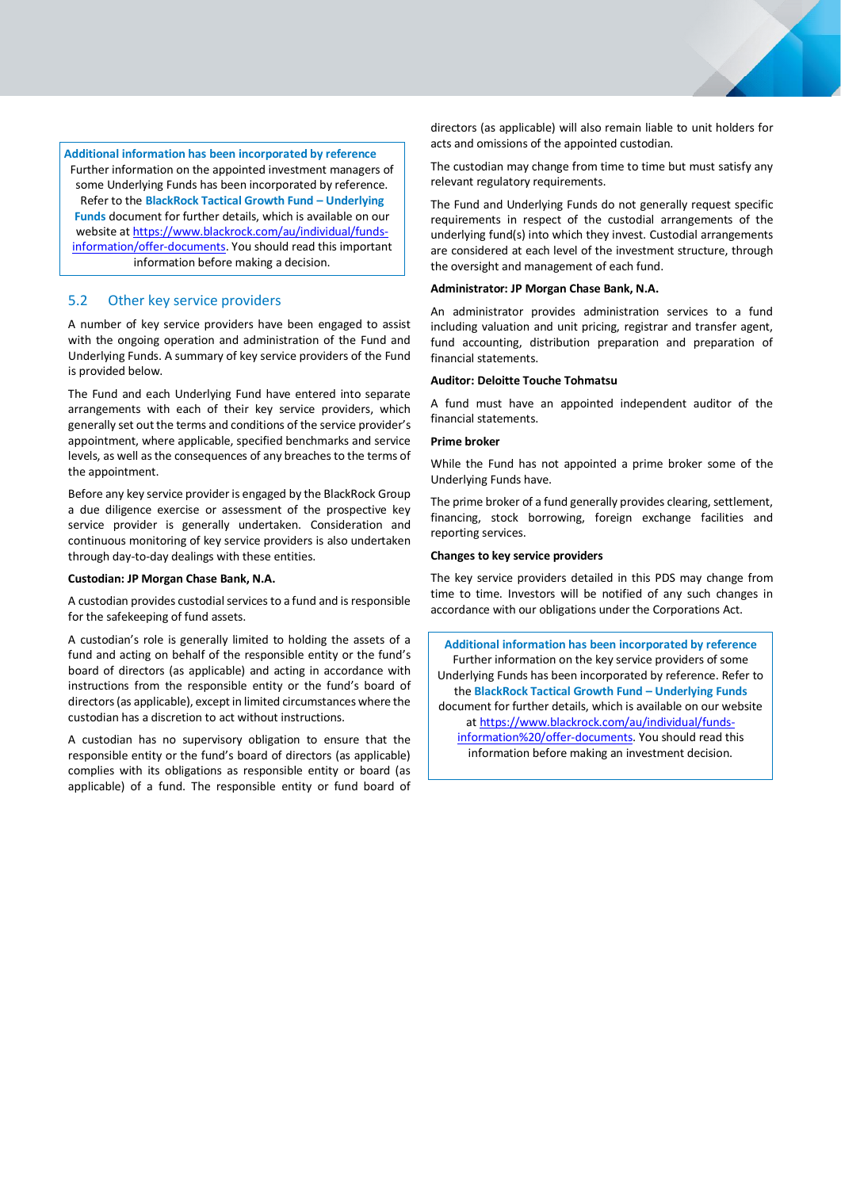**Additional information has been incorporated by reference**

Further information on the appointed investment managers of some Underlying Funds has been incorporated by reference. Refer to the **BlackRock Tactical Growth Fund – Underlying Funds** document for further details, which is available on our website at https://www.blackrock.com/au/individual/funds-information/offer-documents. You should read this important information before making a decision.

## 5.2 Other key service providers

A number of key service providers have been engaged to assist with the ongoing operation and administration of the Fund and Underlying Funds. A summary of key service providers of the Fund is provided below.

The Fund and each Underlying Fund have entered into separate arrangements with each of their key service providers, which generally set out the terms and conditions of the service provider's appointment, where applicable, specified benchmarks and service levels, as well as the consequences of any breaches to the terms of the appointment.

Before any key service provider is engaged by the BlackRock Group a due diligence exercise or assessment of the prospective key service provider is generally undertaken. Consideration and continuous monitoring of key service providers is also undertaken through day-to-day dealings with these entities.

**Custodian: JP Morgan Chase Bank, N.A.**

A custodian provides custodial services to a fund and is responsible for the safekeeping of fund assets.

A custodian's role is generally limited to holding the assets of a fund and acting on behalf of the responsible entity or the fund's board of directors (as applicable) and acting in accordance with instructions from the responsible entity or the fund's board of directors (as applicable), except in limited circumstances where the custodian has a discretion to act without instructions.

A custodian has no supervisory obligation to ensure that the responsible entity or the fund's board of directors (as applicable) complies with its obligations as responsible entity or board (as applicable) of a fund. The responsible entity or fund board of directors (as applicable) will also remain liable to unit holders for acts and omissions of the appointed custodian.

The custodian may change from time to time but must satisfy any relevant regulatory requirements.

The Fund and Underlying Funds do not generally request specific requirements in respect of the custodial arrangements of the underlying fund(s) into which they invest. Custodial arrangements are considered at each level of the investment structure, through the oversight and management of each fund.

**Administrator: JP Morgan Chase Bank, N.A.**

An administrator provides administration services to a fund including valuation and unit pricing, registrar and transfer agent, fund accounting, distribution preparation and preparation of financial statements.

**Auditor: Deloitte Touche Tohmatsu**

A fund must have an appointed independent auditor of the financial statements.

**Prime broker**

While the Fund has not appointed a prime broker some of the Underlying Funds have.

The prime broker of a fund generally provides clearing, settlement, financing, stock borrowing, foreign exchange facilities and reporting services.

**Changes to key service providers**

The key service providers detailed in this PDS may change from time to time. Investors will be notified of any such changes in accordance with our obligations under the Corporations Act.

**Additional information has been incorporated by reference**

Further information on the key service providers of some Underlying Funds has been incorporated by reference. Refer to the **BlackRock Tactical Growth Fund – Underlying Funds** document for further details, which is available on our website at https://www.blackrock.com/au/individual/funds-information%20/offer-documents. You should read this information before making an investment decision.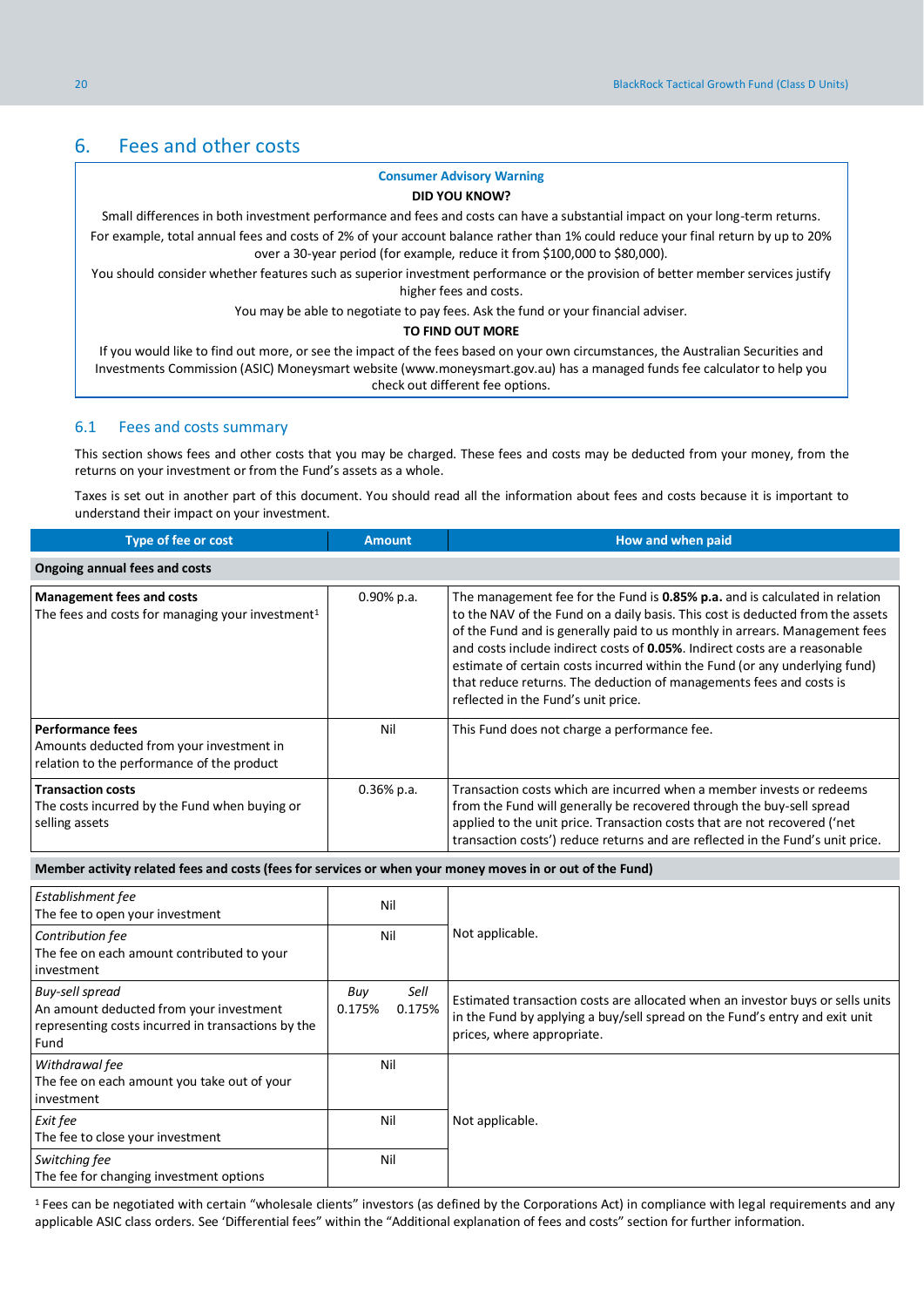## 6. Fees and other costs

**Consumer Advisory Warning**

**DID YOU KNOW?**

Small differences in both investment performance and fees and costs can have a substantial impact on your long-term returns.

For example, total annual fees and costs of 2% of your account balance rather than 1% could reduce your final return by up to 20% over a 30-year period (for example, reduce it from $100,000 to $80,000).

You should consider whether features such as superior investment performance or the provision of better member services justify higher fees and costs.

You may be able to negotiate to pay fees. Ask the fund or your financial adviser.

**TO FIND OUT MORE**

If you would like to find out more, or see the impact of the fees based on your own circumstances, the Australian Securities and Investments Commission (ASIC) Moneysmart website (www.moneysmart.gov.au) has a managed funds fee calculator to help you check out different fee options.

### 6.1 Fees and costs summary

This section shows fees and other costs that you may be charged. These fees and costs may be deducted from your money, from the returns on your investment or from the Fund's assets as a whole.

Taxes is set out in another part of this document. You should read all the information about fees and costs because it is important to understand their impact on your investment.

| Type of fee or cost | Amount | How and when paid |
|---|---|---|
| **Ongoing annual fees and costs** | | |
| **Management fees and costs**<br>The fees and costs for managing your investment[1] | 0.90% p.a. | The management fee for the Fund is **0.85% p.a.** and is calculated in relation to the NAV of the Fund on a daily basis. This cost is deducted from the assets of the Fund and is generally paid to us monthly in arrears. Management fees and costs include indirect costs of **0.05%**. Indirect costs are a reasonable estimate of certain costs incurred within the Fund (or any underlying fund) that reduce returns. The deduction of managements fees and costs is reflected in the Fund's unit price. |
| **Performance fees**<br>Amounts deducted from your investment in relation to the performance of the product | Nil | This Fund does not charge a performance fee. |
| **Transaction costs**<br>The costs incurred by the Fund when buying or selling assets | 0.36% p.a. | Transaction costs which are incurred when a member invests or redeems from the Fund will generally be recovered through the buy-sell spread applied to the unit price. Transaction costs that are not recovered ('net transaction costs') reduce returns and are reflected in the Fund's unit price. |
| **Member activity related fees and costs (fees for services or when your money moves in or out of the Fund)** | | |
| *Establishment fee*<br>The fee to open your investment | Nil | Not applicable. |
| *Contribution fee*<br>The fee on each amount contributed to your investment | Nil | Not applicable. |
| *Buy-sell spread*<br>An amount deducted from your investment representing costs incurred in transactions by the Fund | *Buy* 0.175% *Sell* 0.175% | Estimated transaction costs are allocated when an investor buys or sells units in the Fund by applying a buy/sell spread on the Fund's entry and exit unit prices, where appropriate. |
| *Withdrawal fee*<br>The fee on each amount you take out of your investment | Nil | Not applicable. |
| *Exit fee*<br>The fee to close your investment | Nil | Not applicable. |
| *Switching fee*<br>The fee for changing investment options | Nil | Not applicable. |

[1] Fees can be negotiated with certain "wholesale clients" investors (as defined by the Corporations Act) in compliance with legal requirements and any applicable ASIC class orders. See 'Differential fees' within the "Additional explanation of fees and costs" section for further information.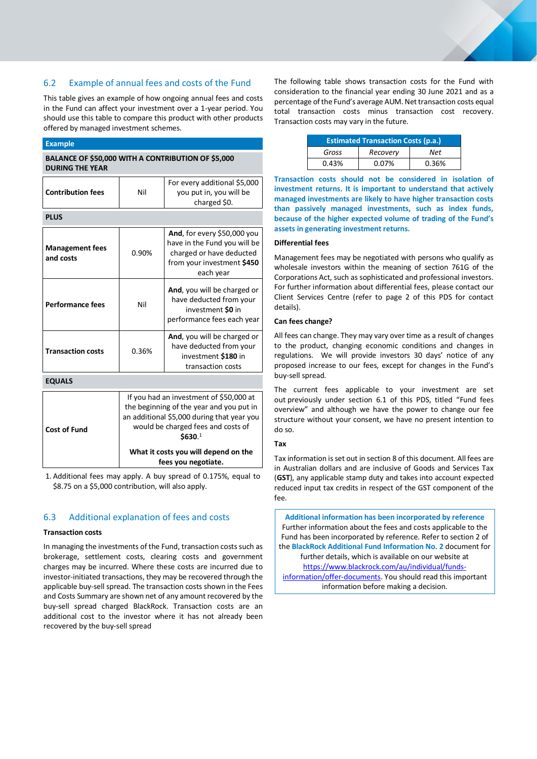## 6.2 Example of annual fees and costs of the Fund

This table gives an example of how ongoing annual fees and costs in the Fund can affect your investment over a 1-year period. You should use this table to compare this product with other products offered by managed investment schemes.

| Example | | |
|---|---|---|
| **BALANCE OF $50,000 WITH A CONTRIBUTION OF $5,000 DURING THE YEAR** | | |
| **Contribution fees** | Nil | For every additional $5,000 you put in, you will be charged $0. |
| **PLUS** | | |
| **Management fees and costs** | 0.90% | **And**, for every $50,000 you have in the Fund you will be charged or have deducted from your investment **$450** each year |
| **Performance fees** | Nil | **And**, you will be charged or have deducted from your investment **$0** in performance fees each year |
| **Transaction costs** | 0.36% | **And**, you will be charged or have deducted from your investment **$180** in transaction costs |
| **EQUALS** | | |
| **Cost of Fund** | | If you had an investment of $50,000 at the beginning of the year and you put in an additional $5,000 during that year you would be charged fees and costs of **$630.**[1] **What it costs you will depend on the fees you negotiate.** |

1. Additional fees may apply. A buy spread of 0.175%, equal to $8.75 on a $5,000 contribution, will also apply.

## 6.3 Additional explanation of fees and costs

**Transaction costs**

In managing the investments of the Fund, transaction costs such as brokerage, settlement costs, clearing costs and government charges may be incurred. Where these costs are incurred due to investor-initiated transactions, they may be recovered through the applicable buy-sell spread. The transaction costs shown in the Fees and Costs Summary are shown net of any amount recovered by the buy-sell spread charged BlackRock. Transaction costs are an additional cost to the investor where it has not already been recovered by the buy-sell spread

The following table shows transaction costs for the Fund with consideration to the financial year ending 30 June 2021 and as a percentage of the Fund's average AUM. Net transaction costs equal total transaction costs minus transaction cost recovery. Transaction costs may vary in the future.

| Estimated Transaction Costs (p.a.) | | |
|---|---|---|
| *Gross* | *Recovery* | *Net* |
| 0.43% | 0.07% | 0.36% |

**Transaction costs should not be considered in isolation of investment returns. It is important to understand that actively managed investments are likely to have higher transaction costs than passively managed investments, such as index funds, because of the higher expected volume of trading of the Fund's assets in generating investment returns.**

**Differential fees**

Management fees may be negotiated with persons who qualify as wholesale investors within the meaning of section 761G of the Corporations Act, such as sophisticated and professional investors. For further information about differential fees, please contact our Client Services Centre (refer to page 2 of this PDS for contact details).

**Can fees change?**

All fees can change. They may vary over time as a result of changes to the product, changing economic conditions and changes in regulations. We will provide investors 30 days' notice of any proposed increase to our fees, except for changes in the Fund's buy-sell spread.

The current fees applicable to your investment are set out previously under section 6.1 of this PDS, titled "Fund fees overview" and although we have the power to change our fee structure without your consent, we have no present intention to do so.

**Tax**

Tax information is set out in section 8 of this document. All fees are in Australian dollars and are inclusive of Goods and Services Tax (**GST**), any applicable stamp duty and takes into account expected reduced input tax credits in respect of the GST component of the fee.

**Additional information has been incorporated by reference**

Further information about the fees and costs applicable to the Fund has been incorporated by reference. Refer to section 2 of the **BlackRock Additional Fund Information No. 2** document for further details, which is available on our website at https://www.blackrock.com/au/individual/funds-information/offer-documents. You should read this important information before making a decision.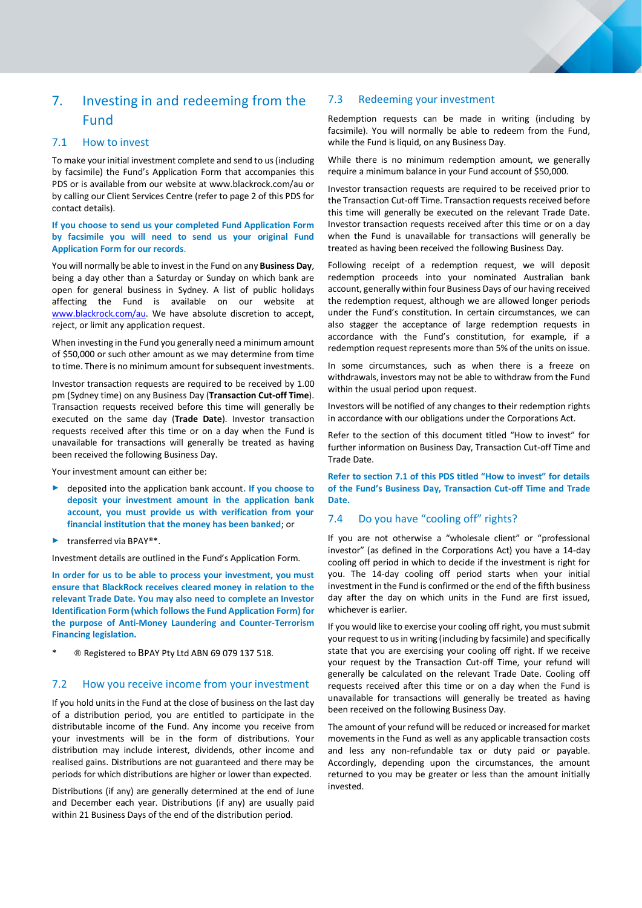# 7. Investing in and redeeming from the Fund

## 7.1 How to invest

To make your initial investment complete and send to us (including by facsimile) the Fund's Application Form that accompanies this PDS or is available from our website at www.blackrock.com/au or by calling our Client Services Centre (refer to page 2 of this PDS for contact details).

**If you choose to send us your completed Fund Application Form by facsimile you will need to send us your original Fund Application Form for our records.**

You will normally be able to invest in the Fund on any **Business Day**, being a day other than a Saturday or Sunday on which bank are open for general business in Sydney. A list of public holidays affecting the Fund is available on our website at www.blackrock.com/au. We have absolute discretion to accept, reject, or limit any application request.

When investing in the Fund you generally need a minimum amount of $50,000 or such other amount as we may determine from time to time. There is no minimum amount for subsequent investments.

Investor transaction requests are required to be received by 1.00 pm (Sydney time) on any Business Day (**Transaction Cut-off Time**). Transaction requests received before this time will generally be executed on the same day (**Trade Date**). Investor transaction requests received after this time or on a day when the Fund is unavailable for transactions will generally be treated as having been received the following Business Day.

Your investment amount can either be:

- deposited into the application bank account. **If you choose to deposit your investment amount in the application bank account, you must provide us with verification from your financial institution that the money has been banked**; or
- transferred via BPAY®*.

Investment details are outlined in the Fund's Application Form.

**In order for us to be able to process your investment, you must ensure that BlackRock receives cleared money in relation to the relevant Trade Date. You may also need to complete an Investor Identification Form (which follows the Fund Application Form) for the purpose of Anti-Money Laundering and Counter-Terrorism Financing legislation.**

\* ® Registered to BPAY Pty Ltd ABN 69 079 137 518.

## 7.2 How you receive income from your investment

If you hold units in the Fund at the close of business on the last day of a distribution period, you are entitled to participate in the distributable income of the Fund. Any income you receive from your investments will be in the form of distributions. Your distribution may include interest, dividends, other income and realised gains. Distributions are not guaranteed and there may be periods for which distributions are higher or lower than expected.

Distributions (if any) are generally determined at the end of June and December each year. Distributions (if any) are usually paid within 21 Business Days of the end of the distribution period.

## 7.3 Redeeming your investment

Redemption requests can be made in writing (including by facsimile). You will normally be able to redeem from the Fund, while the Fund is liquid, on any Business Day.

While there is no minimum redemption amount, we generally require a minimum balance in your Fund account of $50,000.

Investor transaction requests are required to be received prior to the Transaction Cut-off Time. Transaction requests received before this time will generally be executed on the relevant Trade Date. Investor transaction requests received after this time or on a day when the Fund is unavailable for transactions will generally be treated as having been received the following Business Day.

Following receipt of a redemption request, we will deposit redemption proceeds into your nominated Australian bank account, generally within four Business Days of our having received the redemption request, although we are allowed longer periods under the Fund's constitution. In certain circumstances, we can also stagger the acceptance of large redemption requests in accordance with the Fund's constitution, for example, if a redemption request represents more than 5% of the units on issue.

In some circumstances, such as when there is a freeze on withdrawals, investors may not be able to withdraw from the Fund within the usual period upon request.

Investors will be notified of any changes to their redemption rights in accordance with our obligations under the Corporations Act.

Refer to the section of this document titled "How to invest" for further information on Business Day, Transaction Cut-off Time and Trade Date.

**Refer to section 7.1 of this PDS titled "How to invest" for details of the Fund's Business Day, Transaction Cut-off Time and Trade Date.**

## 7.4 Do you have "cooling off" rights?

If you are not otherwise a "wholesale client" or "professional investor" (as defined in the Corporations Act) you have a 14-day cooling off period in which to decide if the investment is right for you. The 14-day cooling off period starts when your initial investment in the Fund is confirmed or the end of the fifth business day after the day on which units in the Fund are first issued, whichever is earlier.

If you would like to exercise your cooling off right, you must submit your request to us in writing (including by facsimile) and specifically state that you are exercising your cooling off right. If we receive your request by the Transaction Cut-off Time, your refund will generally be calculated on the relevant Trade Date. Cooling off requests received after this time or on a day when the Fund is unavailable for transactions will generally be treated as having been received on the following Business Day.

The amount of your refund will be reduced or increased for market movements in the Fund as well as any applicable transaction costs and less any non-refundable tax or duty paid or payable. Accordingly, depending upon the circumstances, the amount returned to you may be greater or less than the amount initially invested.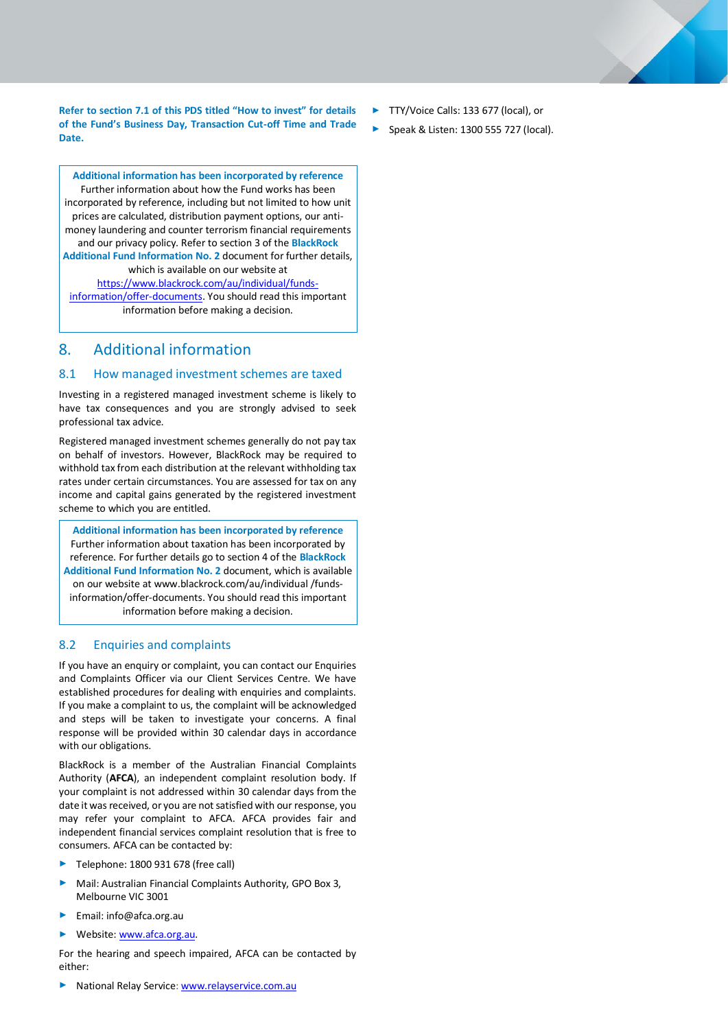**Refer to section 7.1 of this PDS titled "How to invest" for details of the Fund's Business Day, Transaction Cut-off Time and Trade Date.**

> **Additional information has been incorporated by reference**
> Further information about how the Fund works has been incorporated by reference, including but not limited to how unit prices are calculated, distribution payment options, our anti-money laundering and counter terrorism financial requirements and our privacy policy. Refer to section 3 of the **BlackRock Additional Fund Information No. 2** document for further details, which is available on our website at https://www.blackrock.com/au/individual/funds-information/offer-documents. You should read this important information before making a decision.

# 8. Additional information

## 8.1 How managed investment schemes are taxed

Investing in a registered managed investment scheme is likely to have tax consequences and you are strongly advised to seek professional tax advice.

Registered managed investment schemes generally do not pay tax on behalf of investors. However, BlackRock may be required to withhold tax from each distribution at the relevant withholding tax rates under certain circumstances. You are assessed for tax on any income and capital gains generated by the registered investment scheme to which you are entitled.

> **Additional information has been incorporated by reference**
> Further information about taxation has been incorporated by reference. For further details go to section 4 of the **BlackRock Additional Fund Information No. 2** document, which is available on our website at www.blackrock.com/au/individual /funds-information/offer-documents. You should read this important information before making a decision.

## 8.2 Enquiries and complaints

If you have an enquiry or complaint, you can contact our Enquiries and Complaints Officer via our Client Services Centre. We have established procedures for dealing with enquiries and complaints. If you make a complaint to us, the complaint will be acknowledged and steps will be taken to investigate your concerns. A final response will be provided within 30 calendar days in accordance with our obligations.

BlackRock is a member of the Australian Financial Complaints Authority (**AFCA**), an independent complaint resolution body. If your complaint is not addressed within 30 calendar days from the date it was received, or you are not satisfied with our response, you may refer your complaint to AFCA. AFCA provides fair and independent financial services complaint resolution that is free to consumers. AFCA can be contacted by:

- Telephone: 1800 931 678 (free call)
- Mail: Australian Financial Complaints Authority, GPO Box 3, Melbourne VIC 3001
- Email: info@afca.org.au
- Website: www.afca.org.au.

For the hearing and speech impaired, AFCA can be contacted by either:

- National Relay Service: www.relayservice.com.au
- TTY/Voice Calls: 133 677 (local), or
- Speak & Listen: 1300 555 727 (local).